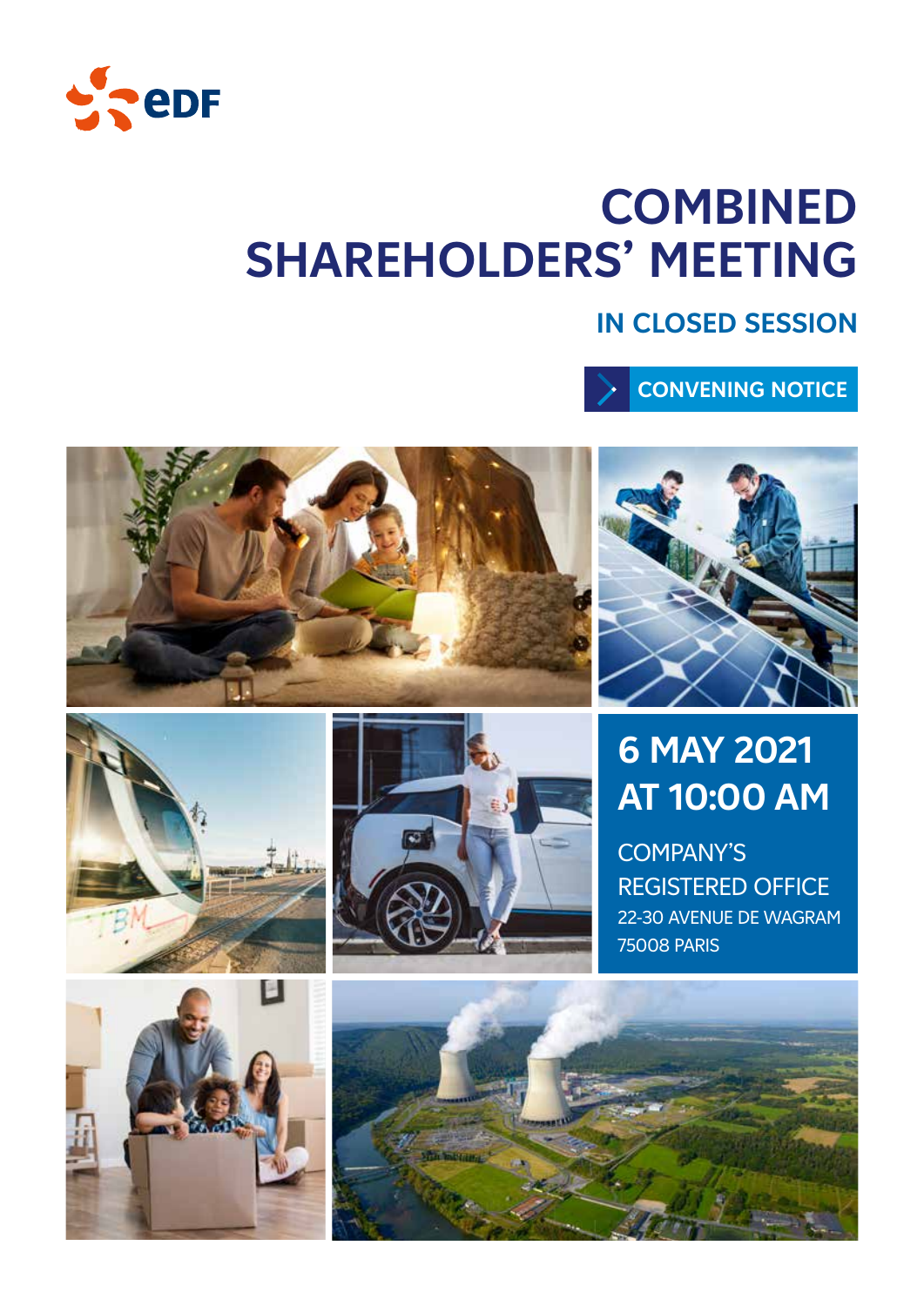EDF

# COMBINED SHAREHOLDERS' MEETING

## IN CLOSED SESSION

CONVENING NOTICE

**6 MAY 2021 AT 10:00 AM**

COMPANY'S REGISTERED OFFICE
22-30 AVENUE DE WAGRAM
75008 PARIS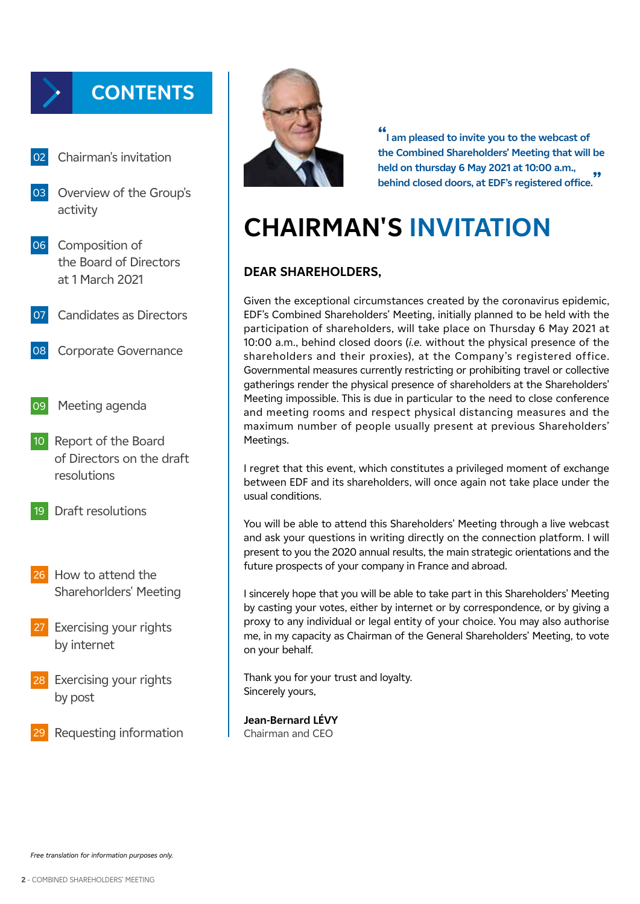# CONTENTS

| | |
|---|---|
| 02 | Chairman's invitation |
| 03 | Overview of the Group's activity |
| 06 | Composition of the Board of Directors at 1 March 2021 |
| 07 | Candidates as Directors |
| 08 | Corporate Governance |
| 09 | Meeting agenda |
| 10 | Report of the Board of Directors on the draft resolutions |
| 19 | Draft resolutions |
| 26 | How to attend the Sharehorlders' Meeting |
| 27 | Exercising your rights by internet |
| 28 | Exercising your rights by post |
| 29 | Requesting information |

**"I am pleased to invite you to the webcast of the Combined Shareholders' Meeting that will be held on thursday 6 May 2021 at 10:00 a.m., behind closed doors, at EDF's registered office."**

# CHAIRMAN'S INVITATION

**DEAR SHAREHOLDERS,**

Given the exceptional circumstances created by the coronavirus epidemic, EDF's Combined Shareholders' Meeting, initially planned to be held with the participation of shareholders, will take place on Thursday 6 May 2021 at 10:00 a.m., behind closed doors (*i.e.* without the physical presence of the shareholders and their proxies), at the Company's registered office. Governmental measures currently restricting or prohibiting travel or collective gatherings render the physical presence of shareholders at the Shareholders' Meeting impossible. This is due in particular to the need to close conference and meeting rooms and respect physical distancing measures and the maximum number of people usually present at previous Shareholders' Meetings.

I regret that this event, which constitutes a privileged moment of exchange between EDF and its shareholders, will once again not take place under the usual conditions.

You will be able to attend this Shareholders' Meeting through a live webcast and ask your questions in writing directly on the connection platform. I will present to you the 2020 annual results, the main strategic orientations and the future prospects of your company in France and abroad.

I sincerely hope that you will be able to take part in this Shareholders' Meeting by casting your votes, either by internet or by correspondence, or by giving a proxy to any individual or legal entity of your choice. You may also authorise me, in my capacity as Chairman of the General Shareholders' Meeting, to vote on your behalf.

Thank you for your trust and loyalty.
Sincerely yours,

**Jean-Bernard LÉVY**
Chairman and CEO

*Free translation for information purposes only.*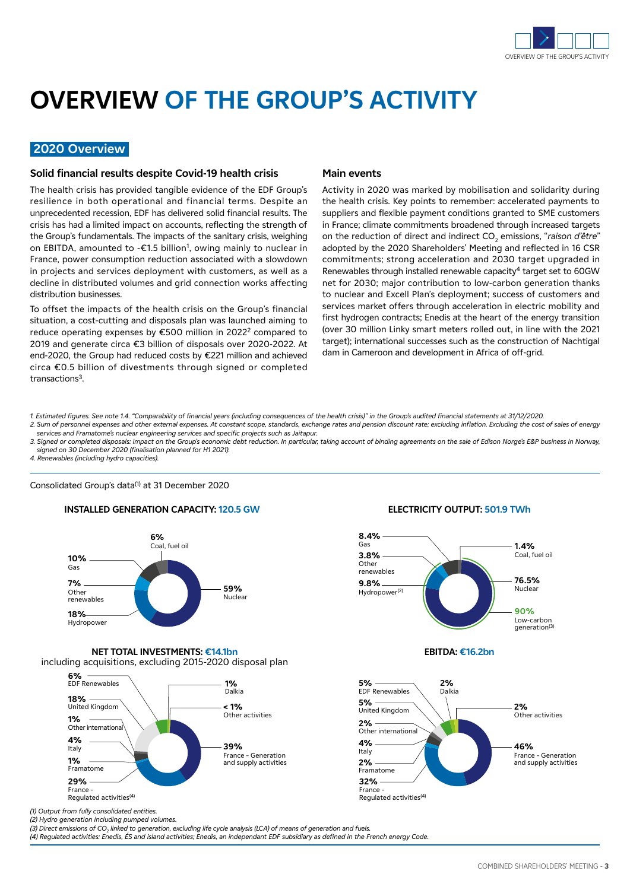# OVERVIEW OF THE GROUP'S ACTIVITY

## 2020 Overview

### Solid financial results despite Covid-19 health crisis

The health crisis has provided tangible evidence of the EDF Group's resilience in both operational and financial terms. Despite an unprecedented recession, EDF has delivered solid financial results. The crisis has had a limited impact on accounts, reflecting the strength of the Group's fundamentals. The impacts of the sanitary crisis, weighing on EBITDA, amounted to -€1.5 billion[1], owing mainly to nuclear in France, power consumption reduction associated with a slowdown in projects and services deployment with customers, as well as a decline in distributed volumes and grid connection works affecting distribution businesses.

To offset the impacts of the health crisis on the Group's financial situation, a cost-cutting and disposals plan was launched aiming to reduce operating expenses by €500 million in 2022[2] compared to 2019 and generate circa €3 billion of disposals over 2020-2022. At end-2020, the Group had reduced costs by €221 million and achieved circa €0.5 billion of divestments through signed or completed transactions[3].

### Main events

Activity in 2020 was marked by mobilisation and solidarity during the health crisis. Key points to remember: accelerated payments to suppliers and flexible payment conditions granted to SME customers in France; climate commitments broadened through increased targets on the reduction of direct and indirect $CO_2$ emissions, "*raison d'être*" adopted by the 2020 Shareholders' Meeting and reflected in 16 CSR commitments; strong acceleration and 2030 target upgraded in Renewables through installed renewable capacity[4] target set to 60GW net for 2030; major contribution to low-carbon generation thanks to nuclear and Excell Plan's deployment; success of customers and services market offers through acceleration in electric mobility and first hydrogen contracts; Enedis at the heart of the energy transition (over 30 million Linky smart meters rolled out, in line with the 2021 target); international successes such as the construction of Nachtigal dam in Cameroon and development in Africa of off-grid.

*1. Estimated figures. See note 1.4. "Comparability of financial years (including consequences of the health crisis)" in the Group's audited financial statements at 31/12/2020.*
*2. Sum of personnel expenses and other external expenses. At constant scope, standards, exchange rates and pension discount rate; excluding inflation. Excluding the cost of sales of energy services and Framatome's nuclear engineering services and specific projects such as Jaitapur.*
*3. Signed or completed disposals: impact on the Group's economic debt reduction. In particular, taking account of binding agreements on the sale of Edison Norge's E&P business in Norway, signed on 30 December 2020 (finalisation planned for H1 2021).*
*4. Renewables (including hydro capacities).*

Consolidated Group's data(1) at 31 December 2020

**INSTALLED GENERATION CAPACITY: 120.5 GW**

| Source | Share |
|---|---|
| Nuclear | 59% |
| Hydropower | 18% |
| Other renewables | 7% |
| Gas | 10% |
| Coal, fuel oil | 6% |

**ELECTRICITY OUTPUT: 501.9 TWh**

| Source | Share |
|---|---|
| Nuclear | 76.5% |
| Hydropower(2) | 9.8% |
| Other renewables | 3.8% |
| Gas | 8.4% |
| Coal, fuel oil | 1.4% |
| Low-carbon generation(3) | 90% |

**NET TOTAL INVESTMENTS: €14.1bn**
including acquisitions, excluding 2015-2020 disposal plan

| Segment | Share |
|---|---|
| France - Generation and supply activities | 39% |
| France - Regulated activities(4) | 29% |
| Framatome | 1% |
| Italy | 4% |
| Other international | 1% |
| United Kingdom | 18% |
| EDF Renewables | 6% |
| Dalkia | 1% |
| Other activities | < 1% |

**EBITDA: €16.2bn**

| Segment | Share |
|---|---|
| France - Generation and supply activities | 46% |
| France - Regulated activities(4) | 32% |
| Framatome | 2% |
| Italy | 4% |
| Other international | 2% |
| United Kingdom | 5% |
| EDF Renewables | 5% |
| Dalkia | 2% |
| Other activities | 2% |

*(1) Output from fully consolidated entities.*
*(2) Hydro generation including pumped volumes.*
*(3) Direct emissions of $CO_2$ linked to generation, excluding life cycle analysis (LCA) of means of generation and fuels.*
*(4) Regulated activities: Enedis, ÉS and island activities; Enedis, an independant EDF subsidiary as defined in the French energy Code.*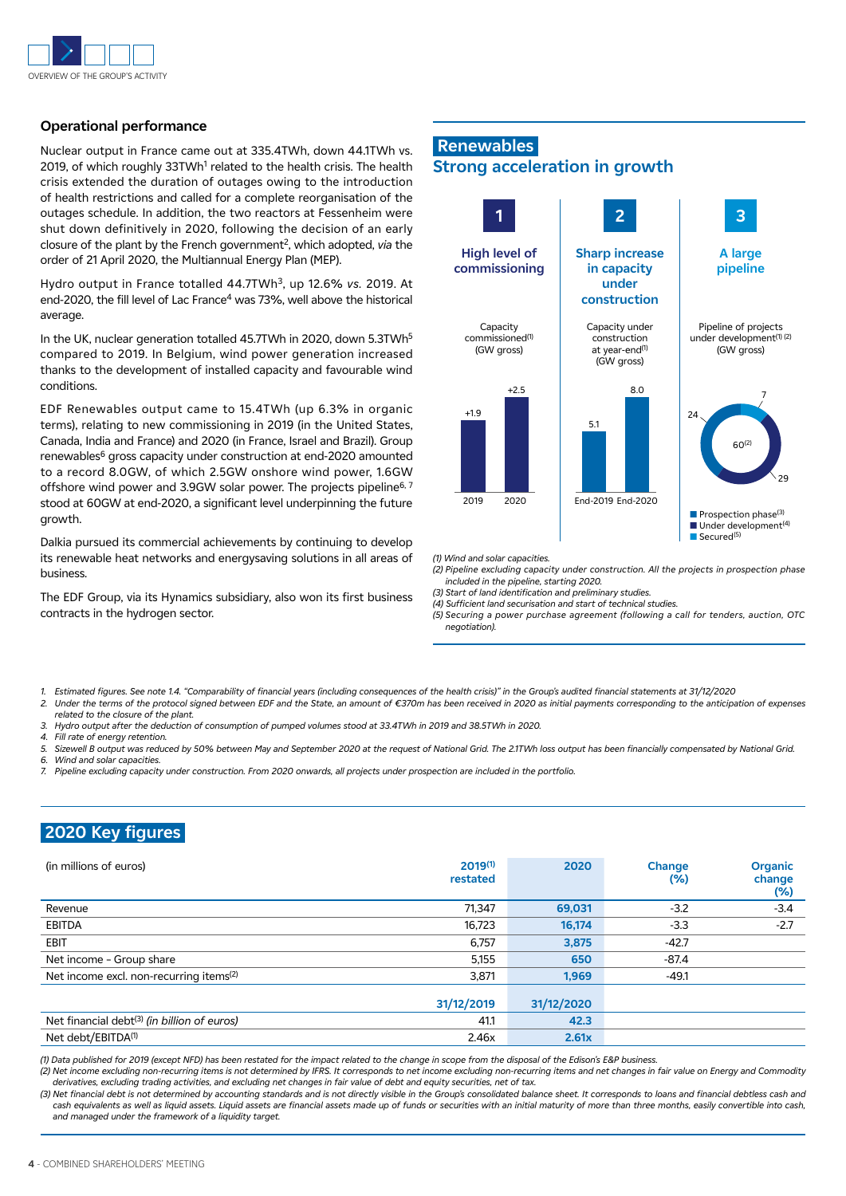### Operational performance

Nuclear output in France came out at 335.4TWh, down 44.1TWh vs. 2019, of which roughly 33TWh[1] related to the health crisis. The health crisis extended the duration of outages owing to the introduction of health restrictions and called for a complete reorganisation of the outages schedule. In addition, the two reactors at Fessenheim were shut down definitively in 2020, following the decision of an early closure of the plant by the French government[2], which adopted, *via* the order of 21 April 2020, the Multiannual Energy Plan (MEP).

Hydro output in France totalled 44.7TWh[3], up 12.6% *vs.* 2019. At end-2020, the fill level of Lac France[4] was 73%, well above the historical average.

In the UK, nuclear generation totalled 45.7TWh in 2020, down 5.3TWh[5] compared to 2019. In Belgium, wind power generation increased thanks to the development of installed capacity and favourable wind conditions.

EDF Renewables output came to 15.4TWh (up 6.3% in organic terms), relating to new commissioning in 2019 (in the United States, Canada, India and France) and 2020 (in France, Israel and Brazil). Group renewables[6] gross capacity under construction at end-2020 amounted to a record 8.0GW, of which 2.5GW onshore wind power, 1.6GW offshore wind power and 3.9GW solar power. The projects pipeline[6, 7] stood at 60GW at end-2020, a significant level underpinning the future growth.

Dalkia pursued its commercial achievements by continuing to develop its renewable heat networks and energysaving solutions in all areas of business.

The EDF Group, via its Hynamics subsidiary, also won its first business contracts in the hydrogen sector.

## Renewables
## Strong acceleration in growth

**1 — High level of commissioning**

Capacity commissioned[(1)] (GW gross)

| | 2019 | 2020 |
|---|---|---|
| Capacity commissioned | +1.9 | +2.5 |

**2 — Sharp increase in capacity under construction**

Capacity under construction at year-end[(1)] (GW gross)

| | End-2019 | End-2020 |
|---|---|---|
| Capacity under construction | 5.1 | 8.0 |

**3 — A large pipeline**

Pipeline of projects under development[(1) (2)] (GW gross)

| Pipeline: 60[(2)] | GW |
|---|---|
| Prospection phase[(3)] | 24 |
| Under development[(4)] | 29 |
| Secured[(5)] | 7 |

*(1) Wind and solar capacities.*
*(2) Pipeline excluding capacity under construction. All the projects in prospection phase included in the pipeline, starting 2020.*
*(3) Start of land identification and preliminary studies.*
*(4) Sufficient land securisation and start of technical studies.*
*(5) Securing a power purchase agreement (following a call for tenders, auction, OTC negotiation).*

1. *Estimated figures. See note 1.4. "Comparability of financial years (including consequences of the health crisis)" in the Group's audited financial statements at 31/12/2020*
2. *Under the terms of the protocol signed between EDF and the State, an amount of €370m has been received in 2020 as initial payments corresponding to the anticipation of expenses related to the closure of the plant.*
3. *Hydro output after the deduction of consumption of pumped volumes stood at 33.4TWh in 2019 and 38.5TWh in 2020.*
4. *Fill rate of energy retention.*
5. *Sizewell B output was reduced by 50% between May and September 2020 at the request of National Grid. The 2.1TWh loss output has been financially compensated by National Grid.*
6. *Wind and solar capacities.*
7. *Pipeline excluding capacity under construction. From 2020 onwards, all projects under prospection are included in the portfolio.*

## 2020 Key figures

| (in millions of euros) | 2019[(1)] restated | 2020 | Change (%) | Organic change (%) |
|---|---|---|---|---|
| Revenue | 71,347 | **69,031** | -3.2 | -3.4 |
| EBITDA | 16,723 | **16,174** | -3.3 | -2.7 |
| EBIT | 6,757 | **3,875** | -42.7 | |
| Net income - Group share | 5,155 | **650** | -87.4 | |
| Net income excl. non-recurring items[(2)] | 3,871 | **1,969** | -49.1 | |
| | **31/12/2019** | **31/12/2020** | | |
| Net financial debt[(3)] *(in billion of euros)* | 41.1 | **42.3** | | |
| Net debt/EBITDA[(1)] | 2.46x | **2.61x** | | |

*(1) Data published for 2019 (except NFD) has been restated for the impact related to the change in scope from the disposal of the Edison's E&P business.*
*(2) Net income excluding non-recurring items is not determined by IFRS. It corresponds to net income excluding non-recurring items and net changes in fair value on Energy and Commodity derivatives, excluding trading activities, and excluding net changes in fair value of debt and equity securities, net of tax.*
*(3) Net financial debt is not determined by accounting standards and is not directly visible in the Group's consolidated balance sheet. It corresponds to loans and financial debtless cash and cash equivalents as well as liquid assets. Liquid assets are financial assets made up of funds or securities with an initial maturity of more than three months, easily convertible into cash, and managed under the framework of a liquidity target.*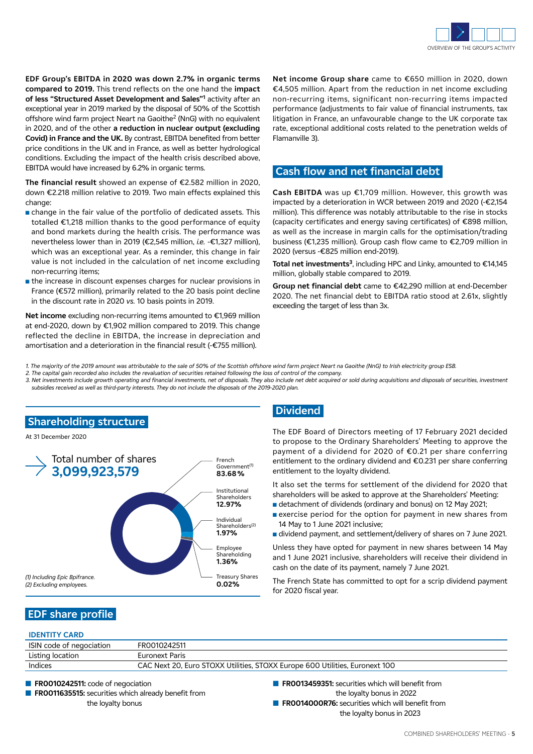**EDF Group's EBITDA in 2020 was down 2.7% in organic terms compared to 2019.** This trend reflects on the one hand the **impact of less "Structured Asset Development and Sales"**[1] activity after an exceptional year in 2019 marked by the disposal of 50% of the Scottish offshore wind farm project Neart na Gaoithe[2] (NnG) with no equivalent in 2020, and of the other **a reduction in nuclear output (excluding Covid) in France and the UK.** By contrast, EBITDA benefited from better price conditions in the UK and in France, as well as better hydrological conditions. Excluding the impact of the health crisis described above, EBITDA would have increased by 6.2% in organic terms.

**The financial result** showed an expense of €2.582 million in 2020, down €2.218 million relative to 2019. Two main effects explained this change:

- change in the fair value of the portfolio of dedicated assets. This totalled €1,218 million thanks to the good performance of equity and bond markets during the health crisis. The performance was nevertheless lower than in 2019 (€2,545 million, *i.e.* -€1,327 million), which was an exceptional year. As a reminder, this change in fair value is not included in the calculation of net income excluding non-recurring items;
- the increase in discount expenses charges for nuclear provisions in France (€572 million), primarily related to the 20 basis point decline in the discount rate in 2020 *vs.* 10 basis points in 2019.

**Net income** excluding non-recurring items amounted to €1,969 million at end-2020, down by €1,902 million compared to 2019. This change reflected the decline in EBITDA, the increase in depreciation and amortisation and a deterioration in the financial result (-€755 million).

**Net income Group share** came to €650 million in 2020, down €4,505 million. Apart from the reduction in net income excluding non-recurring items, significant non-recurring items impacted performance (adjustments to fair value of financial instruments, tax litigation in France, an unfavourable change to the UK corporate tax rate, exceptional additional costs related to the penetration welds of Flamanville 3).

## Cash flow and net financial debt

**Cash EBITDA** was up €1,709 million. However, this growth was impacted by a deterioration in WCR between 2019 and 2020 (-€2,154 million). This difference was notably attributable to the rise in stocks (capacity certificates and energy saving certificates) of €898 million, as well as the increase in margin calls for the optimisation/trading business (€1,235 million). Group cash flow came to €2,709 million in 2020 (versus -€825 million end-2019).

**Total net investments**[3], including HPC and Linky, amounted to €14,145 million, globally stable compared to 2019.

**Group net financial debt** came to €42,290 million at end-December 2020. The net financial debt to EBITDA ratio stood at 2.61x, slightly exceeding the target of less than 3x.

*1. The majority of the 2019 amount was attributable to the sale of 50% of the Scottish offshore wind farm project Neart na Gaoithe (NnG) to Irish electricity group ESB.*
*2. The capital gain recorded also includes the revaluation of securities retained following the loss of control of the company.*
*3. Net investments include growth operating and financial investments, net of disposals. They also include net debt acquired or sold during acquisitions and disposals of securities, investment subsidies received as well as third-party interests. They do not include the disposals of the 2019-2020 plan.*

## Shareholding structure

At 31 December 2020

Total number of shares **3,099,923,579**

- French Government[(1)] **83.68%**
- Institutional Shareholders **12.97%**
- Individual Shareholders[(2)] **1.97%**
- Employee Shareholding **1.36%**
- Treasury Shares **0.02%**

*(1) Including Epic Bpifrance.*
*(2) Excluding employees.*

## Dividend

The EDF Board of Directors meeting of 17 February 2021 decided to propose to the Ordinary Shareholders' Meeting to approve the payment of a dividend for 2020 of €0.21 per share conferring entitlement to the ordinary dividend and €0.231 per share conferring entitlement to the loyalty dividend.

It also set the terms for settlement of the dividend for 2020 that shareholders will be asked to approve at the Shareholders' Meeting:

- detachment of dividends (ordinary and bonus) on 12 May 2021;
- exercise period for the option for payment in new shares from 14 May to 1 June 2021 inclusive;
- dividend payment, and settlement/delivery of shares on 7 June 2021.

Unless they have opted for payment in new shares between 14 May and 1 June 2021 inclusive, shareholders will receive their dividend in cash on the date of its payment, namely 7 June 2021.

The French State has committed to opt for a scrip dividend payment for 2020 fiscal year.

## EDF share profile

### IDENTITY CARD

| | |
|---|---|
| ISIN code of negociation | FR0010242511 |
| Listing location | Euronext Paris |
| Indices | CAC Next 20, Euro STOXX Utilities, STOXX Europe 600 Utilities, Euronext 100 |

- **FR0010242511:** code of negociation
- **FR0011635515:** securities which already benefit from the loyalty bonus
- **FR0013459351:** securities which will benefit from the loyalty bonus in 2022
- **FR0014000R76:** securities which will benefit from the loyalty bonus in 2023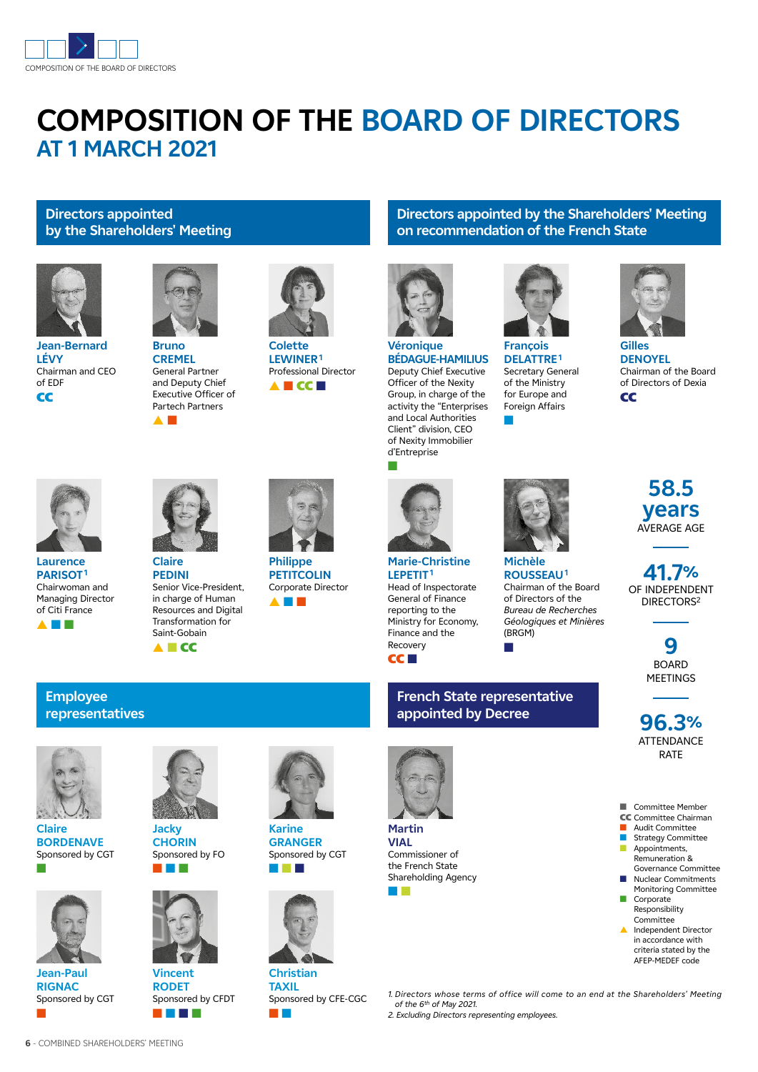# COMPOSITION OF THE BOARD OF DIRECTORS AT 1 MARCH 2021

## Directors appointed by the Shareholders' Meeting

**Jean-Bernard LÉVY**
Chairman and CEO of EDF
CC

**Bruno CREMEL**
General Partner and Deputy Chief Executive Officer of Partech Partners
▲ ■

**Colette LEWINER**[1]
Professional Director
▲ ■ CC ■

**Laurence PARISOT**[1]
Chairwoman and Managing Director of Citi France
▲ ■ ■

**Claire PEDINI**
Senior Vice-President, in charge of Human Resources and Digital Transformation for Saint-Gobain
▲ ■ CC

**Philippe PETITCOLIN**
Corporate Director
▲ ■ ■

## Directors appointed by the Shareholders' Meeting on recommendation of the French State

**Véronique BÉDAGUE-HAMILIUS**
Deputy Chief Executive Officer of the Nexity Group, in charge of the activity the "Enterprises and Local Authorities Client" division, CEO of Nexity Immobilier d'Entreprise
■

**François DELATTRE**[1]
Secretary General of the Ministry for Europe and Foreign Affairs
■

**Gilles DENOYEL**
Chairman of the Board of Directors of Dexia
CC

**Marie-Christine LEPETIT**[1]
Head of Inspectorate General of Finance reporting to the Ministry for Economy, Finance and the Recovery
CC ■

**Michèle ROUSSEAU**[1]
Chairman of the Board of Directors of the *Bureau de Recherches Géologiques et Minières* (BRGM)
■

**58.5 years**
AVERAGE AGE

**41.7%**
OF INDEPENDENT DIRECTORS[2]

**9**
BOARD MEETINGS

**96.3%**
ATTENDANCE RATE

## Employee representatives

**Claire BORDENAVE**
Sponsored by CGT
■

**Jacky CHORIN**
Sponsored by FO
■ ■ ■

**Karine GRANGER**
Sponsored by CGT
■ ■ ■

**Jean-Paul RIGNAC**
Sponsored by CGT
■

**Vincent RODET**
Sponsored by CFDT
■ ■ ■ ■

**Christian TAXIL**
Sponsored by CFE-CGC
■ ■

## French State representative appointed by Decree

**Martin VIAL**
Commissioner of the French State Shareholding Agency
■ ■

- ■ Committee Member
- CC Committee Chairman
- ■ Audit Committee
- ■ Strategy Committee
- ■ Appointments, Remuneration & Governance Committee
- ■ Nuclear Commitments Monitoring Committee
- ■ Corporate Responsibility Committee
- ▲ Independent Director in accordance with criteria stated by the AFEP-MEDEF code

*1. Directors whose terms of office will come to an end at the Shareholders' Meeting of the 6th of May 2021.*
*2. Excluding Directors representing employees.*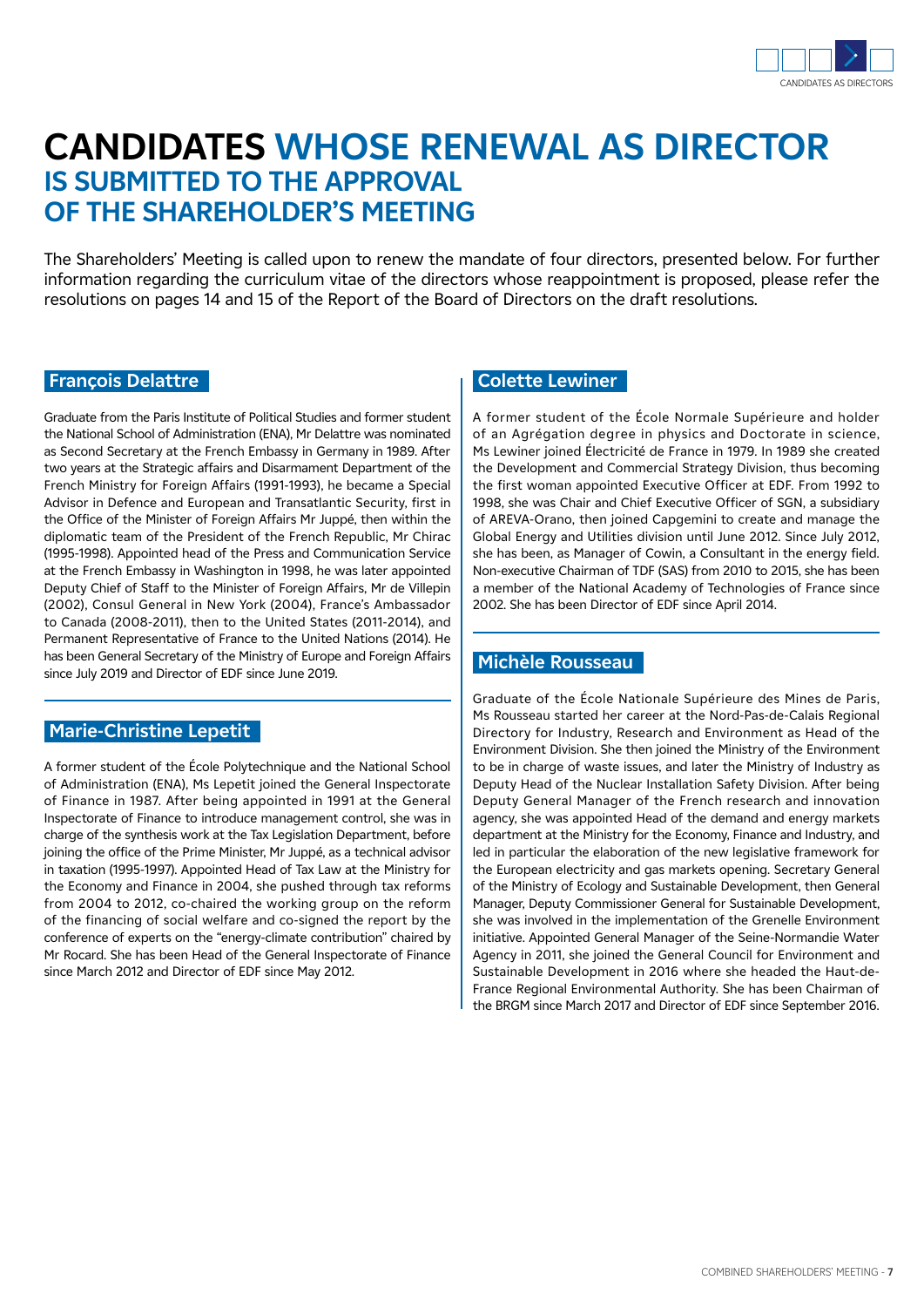# CANDIDATES WHOSE RENEWAL AS DIRECTOR IS SUBMITTED TO THE APPROVAL OF THE SHAREHOLDER'S MEETING

The Shareholders' Meeting is called upon to renew the mandate of four directors, presented below. For further information regarding the curriculum vitae of the directors whose reappointment is proposed, please refer the resolutions on pages 14 and 15 of the Report of the Board of Directors on the draft resolutions.

## François Delattre

Graduate from the Paris Institute of Political Studies and former student the National School of Administration (ENA), Mr Delattre was nominated as Second Secretary at the French Embassy in Germany in 1989. After two years at the Strategic affairs and Disarmament Department of the French Ministry for Foreign Affairs (1991-1993), he became a Special Advisor in Defence and European and Transatlantic Security, first in the Office of the Minister of Foreign Affairs Mr Juppé, then within the diplomatic team of the President of the French Republic, Mr Chirac (1995-1998). Appointed head of the Press and Communication Service at the French Embassy in Washington in 1998, he was later appointed Deputy Chief of Staff to the Minister of Foreign Affairs, Mr de Villepin (2002), Consul General in New York (2004), France's Ambassador to Canada (2008-2011), then to the United States (2011-2014), and Permanent Representative of France to the United Nations (2014). He has been General Secretary of the Ministry of Europe and Foreign Affairs since July 2019 and Director of EDF since June 2019.

## Marie-Christine Lepetit

A former student of the École Polytechnique and the National School of Administration (ENA), Ms Lepetit joined the General Inspectorate of Finance in 1987. After being appointed in 1991 at the General Inspectorate of Finance to introduce management control, she was in charge of the synthesis work at the Tax Legislation Department, before joining the office of the Prime Minister, Mr Juppé, as a technical advisor in taxation (1995-1997). Appointed Head of Tax Law at the Ministry for the Economy and Finance in 2004, she pushed through tax reforms from 2004 to 2012, co-chaired the working group on the reform of the financing of social welfare and co-signed the report by the conference of experts on the "energy-climate contribution" chaired by Mr Rocard. She has been Head of the General Inspectorate of Finance since March 2012 and Director of EDF since May 2012.

## Colette Lewiner

A former student of the École Normale Supérieure and holder of an Agrégation degree in physics and Doctorate in science, Ms Lewiner joined Électricité de France in 1979. In 1989 she created the Development and Commercial Strategy Division, thus becoming the first woman appointed Executive Officer at EDF. From 1992 to 1998, she was Chair and Chief Executive Officer of SGN, a subsidiary of AREVA-Orano, then joined Capgemini to create and manage the Global Energy and Utilities division until June 2012. Since July 2012, she has been, as Manager of Cowin, a Consultant in the energy field. Non-executive Chairman of TDF (SAS) from 2010 to 2015, she has been a member of the National Academy of Technologies of France since 2002. She has been Director of EDF since April 2014.

## Michèle Rousseau

Graduate of the École Nationale Supérieure des Mines de Paris, Ms Rousseau started her career at the Nord-Pas-de-Calais Regional Directory for Industry, Research and Environment as Head of the Environment Division. She then joined the Ministry of the Environment to be in charge of waste issues, and later the Ministry of Industry as Deputy Head of the Nuclear Installation Safety Division. After being Deputy General Manager of the French research and innovation agency, she was appointed Head of the demand and energy markets department at the Ministry for the Economy, Finance and Industry, and led in particular the elaboration of the new legislative framework for the European electricity and gas markets opening. Secretary General of the Ministry of Ecology and Sustainable Development, then General Manager, Deputy Commissioner General for Sustainable Development, she was involved in the implementation of the Grenelle Environment initiative. Appointed General Manager of the Seine-Normandie Water Agency in 2011, she joined the General Council for Environment and Sustainable Development in 2016 where she headed the Haut-de-France Regional Environmental Authority. She has been Chairman of the BRGM since March 2017 and Director of EDF since September 2016.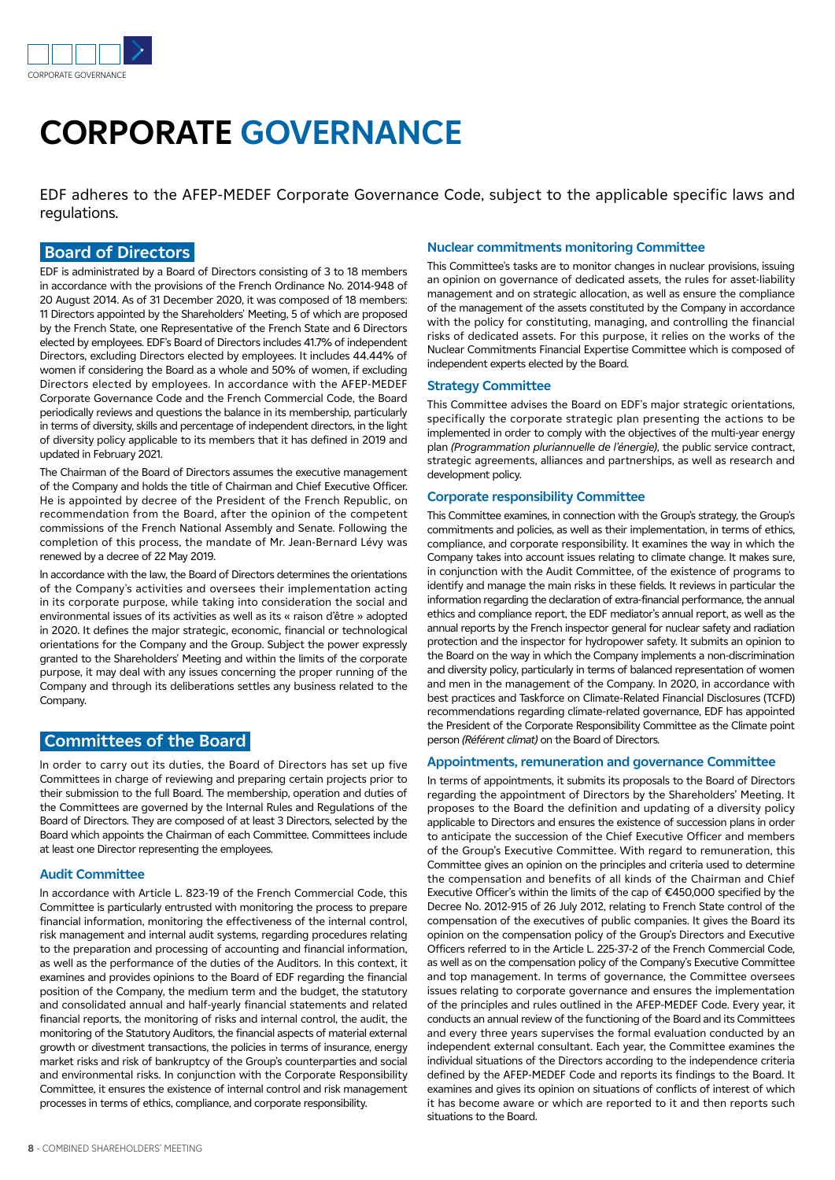# CORPORATE GOVERNANCE

EDF adheres to the AFEP-MEDEF Corporate Governance Code, subject to the applicable specific laws and regulations.

## Board of Directors

EDF is administrated by a Board of Directors consisting of 3 to 18 members in accordance with the provisions of the French Ordinance No. 2014-948 of 20 August 2014. As of 31 December 2020, it was composed of 18 members: 11 Directors appointed by the Shareholders' Meeting, 5 of which are proposed by the French State, one Representative of the French State and 6 Directors elected by employees. EDF's Board of Directors includes 41.7% of independent Directors, excluding Directors elected by employees. It includes 44.44% of women if considering the Board as a whole and 50% of women, if excluding Directors elected by employees. In accordance with the AFEP-MEDEF Corporate Governance Code and the French Commercial Code, the Board periodically reviews and questions the balance in its membership, particularly in terms of diversity, skills and percentage of independent directors, in the light of diversity policy applicable to its members that it has defined in 2019 and updated in February 2021.

The Chairman of the Board of Directors assumes the executive management of the Company and holds the title of Chairman and Chief Executive Officer. He is appointed by decree of the President of the French Republic, on recommendation from the Board, after the opinion of the competent commissions of the French National Assembly and Senate. Following the completion of this process, the mandate of Mr. Jean-Bernard Lévy was renewed by a decree of 22 May 2019.

In accordance with the law, the Board of Directors determines the orientations of the Company's activities and oversees their implementation acting in its corporate purpose, while taking into consideration the social and environmental issues of its activities as well as its « raison d'être » adopted in 2020. It defines the major strategic, economic, financial or technological orientations for the Company and the Group. Subject the power expressly granted to the Shareholders' Meeting and within the limits of the corporate purpose, it may deal with any issues concerning the proper running of the Company and through its deliberations settles any business related to the Company.

## Committees of the Board

In order to carry out its duties, the Board of Directors has set up five Committees in charge of reviewing and preparing certain projects prior to their submission to the full Board. The membership, operation and duties of the Committees are governed by the Internal Rules and Regulations of the Board of Directors. They are composed of at least 3 Directors, selected by the Board which appoints the Chairman of each Committee. Committees include at least one Director representing the employees.

### Audit Committee

In accordance with Article L. 823-19 of the French Commercial Code, this Committee is particularly entrusted with monitoring the process to prepare financial information, monitoring the effectiveness of the internal control, risk management and internal audit systems, regarding procedures relating to the preparation and processing of accounting and financial information, as well as the performance of the duties of the Auditors. In this context, it examines and provides opinions to the Board of EDF regarding the financial position of the Company, the medium term and the budget, the statutory and consolidated annual and half-yearly financial statements and related financial reports, the monitoring of risks and internal control, the audit, the monitoring of the Statutory Auditors, the financial aspects of material external growth or divestment transactions, the policies in terms of insurance, energy market risks and risk of bankruptcy of the Group's counterparties and social and environmental risks. In conjunction with the Corporate Responsibility Committee, it ensures the existence of internal control and risk management processes in terms of ethics, compliance, and corporate responsibility.

### Nuclear commitments monitoring Committee

This Committee's tasks are to monitor changes in nuclear provisions, issuing an opinion on governance of dedicated assets, the rules for asset-liability management and on strategic allocation, as well as ensure the compliance of the management of the assets constituted by the Company in accordance with the policy for constituting, managing, and controlling the financial risks of dedicated assets. For this purpose, it relies on the works of the Nuclear Commitments Financial Expertise Committee which is composed of independent experts elected by the Board.

### Strategy Committee

This Committee advises the Board on EDF's major strategic orientations, specifically the corporate strategic plan presenting the actions to be implemented in order to comply with the objectives of the multi-year energy plan *(Programmation pluriannuelle de l'énergie)*, the public service contract, strategic agreements, alliances and partnerships, as well as research and development policy.

### Corporate responsibility Committee

This Committee examines, in connection with the Group's strategy, the Group's commitments and policies, as well as their implementation, in terms of ethics, compliance, and corporate responsibility. It examines the way in which the Company takes into account issues relating to climate change. It makes sure, in conjunction with the Audit Committee, of the existence of programs to identify and manage the main risks in these fields. It reviews in particular the information regarding the declaration of extra-financial performance, the annual ethics and compliance report, the EDF mediator's annual report, as well as the annual reports by the French inspector general for nuclear safety and radiation protection and the inspector for hydropower safety. It submits an opinion to the Board on the way in which the Company implements a non-discrimination and diversity policy, particularly in terms of balanced representation of women and men in the management of the Company. In 2020, in accordance with best practices and Taskforce on Climate-Related Financial Disclosures (TCFD) recommendations regarding climate-related governance, EDF has appointed the President of the Corporate Responsibility Committee as the Climate point person *(Référent climat)* on the Board of Directors.

### Appointments, remuneration and governance Committee

In terms of appointments, it submits its proposals to the Board of Directors regarding the appointment of Directors by the Shareholders' Meeting. It proposes to the Board the definition and updating of a diversity policy applicable to Directors and ensures the existence of succession plans in order to anticipate the succession of the Chief Executive Officer and members of the Group's Executive Committee. With regard to remuneration, this Committee gives an opinion on the principles and criteria used to determine the compensation and benefits of all kinds of the Chairman and Chief Executive Officer's within the limits of the cap of €450,000 specified by the Decree No. 2012-915 of 26 July 2012, relating to French State control of the compensation of the executives of public companies. It gives the Board its opinion on the compensation policy of the Group's Directors and Executive Officers referred to in the Article L. 225-37-2 of the French Commercial Code, as well as on the compensation policy of the Company's Executive Committee and top management. In terms of governance, the Committee oversees issues relating to corporate governance and ensures the implementation of the principles and rules outlined in the AFEP-MEDEF Code. Every year, it conducts an annual review of the functioning of the Board and its Committees and every three years supervises the formal evaluation conducted by an independent external consultant. Each year, the Committee examines the individual situations of the Directors according to the independence criteria defined by the AFEP-MEDEF Code and reports its findings to the Board. It examines and gives its opinion on situations of conflicts of interest of which it has become aware or which are reported to it and then reports such situations to the Board.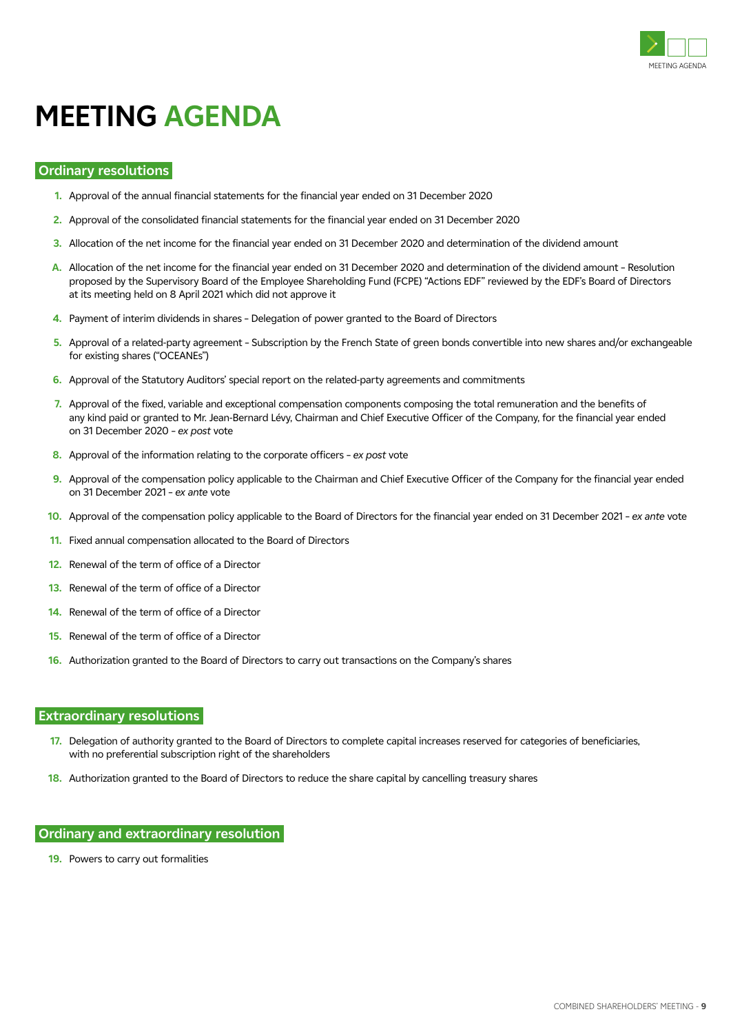# MEETING AGENDA

## Ordinary resolutions

1. Approval of the annual financial statements for the financial year ended on 31 December 2020
2. Approval of the consolidated financial statements for the financial year ended on 31 December 2020
3. Allocation of the net income for the financial year ended on 31 December 2020 and determination of the dividend amount

A. Allocation of the net income for the financial year ended on 31 December 2020 and determination of the dividend amount – Resolution proposed by the Supervisory Board of the Employee Shareholding Fund (FCPE) "Actions EDF" reviewed by the EDF's Board of Directors at its meeting held on 8 April 2021 which did not approve it

4. Payment of interim dividends in shares – Delegation of power granted to the Board of Directors
5. Approval of a related-party agreement – Subscription by the French State of green bonds convertible into new shares and/or exchangeable for existing shares ("OCEANEs")
6. Approval of the Statutory Auditors' special report on the related-party agreements and commitments
7. Approval of the fixed, variable and exceptional compensation components composing the total remuneration and the benefits of any kind paid or granted to Mr. Jean-Bernard Lévy, Chairman and Chief Executive Officer of the Company, for the financial year ended on 31 December 2020 – *ex post* vote
8. Approval of the information relating to the corporate officers – *ex post* vote
9. Approval of the compensation policy applicable to the Chairman and Chief Executive Officer of the Company for the financial year ended on 31 December 2021 – *ex ante* vote
10. Approval of the compensation policy applicable to the Board of Directors for the financial year ended on 31 December 2021 – *ex ante* vote
11. Fixed annual compensation allocated to the Board of Directors
12. Renewal of the term of office of a Director
13. Renewal of the term of office of a Director
14. Renewal of the term of office of a Director
15. Renewal of the term of office of a Director
16. Authorization granted to the Board of Directors to carry out transactions on the Company's shares

## Extraordinary resolutions

17. Delegation of authority granted to the Board of Directors to complete capital increases reserved for categories of beneficiaries, with no preferential subscription right of the shareholders
18. Authorization granted to the Board of Directors to reduce the share capital by cancelling treasury shares

## Ordinary and extraordinary resolution

19. Powers to carry out formalities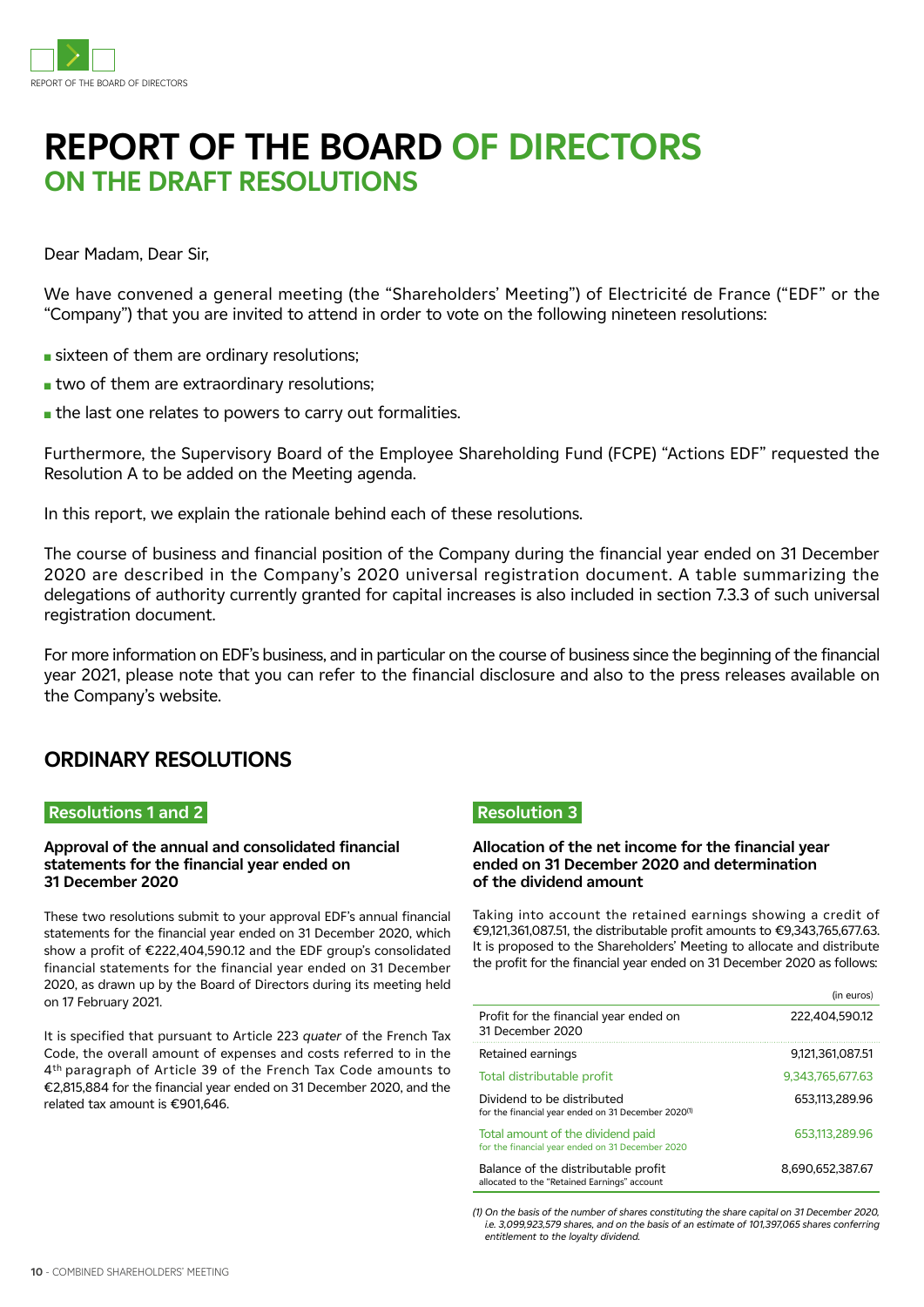# REPORT OF THE BOARD OF DIRECTORS ON THE DRAFT RESOLUTIONS

Dear Madam, Dear Sir,

We have convened a general meeting (the "Shareholders' Meeting") of Electricité de France ("EDF" or the "Company") that you are invited to attend in order to vote on the following nineteen resolutions:

- sixteen of them are ordinary resolutions;
- two of them are extraordinary resolutions;
- the last one relates to powers to carry out formalities.

Furthermore, the Supervisory Board of the Employee Shareholding Fund (FCPE) "Actions EDF" requested the Resolution A to be added on the Meeting agenda.

In this report, we explain the rationale behind each of these resolutions.

The course of business and financial position of the Company during the financial year ended on 31 December 2020 are described in the Company's 2020 universal registration document. A table summarizing the delegations of authority currently granted for capital increases is also included in section 7.3.3 of such universal registration document.

For more information on EDF's business, and in particular on the course of business since the beginning of the financial year 2021, please note that you can refer to the financial disclosure and also to the press releases available on the Company's website.

## ORDINARY RESOLUTIONS

### Resolutions 1 and 2

**Approval of the annual and consolidated financial statements for the financial year ended on 31 December 2020**

These two resolutions submit to your approval EDF's annual financial statements for the financial year ended on 31 December 2020, which show a profit of €222,404,590.12 and the EDF group's consolidated financial statements for the financial year ended on 31 December 2020, as drawn up by the Board of Directors during its meeting held on 17 February 2021.

It is specified that pursuant to Article 223 *quater* of the French Tax Code, the overall amount of expenses and costs referred to in the 4th paragraph of Article 39 of the French Tax Code amounts to €2,815,884 for the financial year ended on 31 December 2020, and the related tax amount is €901,646.

### Resolution 3

**Allocation of the net income for the financial year ended on 31 December 2020 and determination of the dividend amount**

Taking into account the retained earnings showing a credit of €9,121,361,087.51, the distributable profit amounts to €9,343,765,677.63. It is proposed to the Shareholders' Meeting to allocate and distribute the profit for the financial year ended on 31 December 2020 as follows:

| | (in euros) |
|---|---|
| Profit for the financial year ended on 31 December 2020 | 222,404,590.12 |
| Retained earnings | 9,121,361,087.51 |
| Total distributable profit | 9,343,765,677.63 |
| Dividend to be distributed for the financial year ended on 31 December 2020(1) | 653,113,289.96 |
| Total amount of the dividend paid for the financial year ended on 31 December 2020 | 653,113,289.96 |
| Balance of the distributable profit allocated to the "Retained Earnings" account | 8,690,652,387.67 |

*(1) On the basis of the number of shares constituting the share capital on 31 December 2020, i.e. 3,099,923,579 shares, and on the basis of an estimate of 101,397,065 shares conferring entitlement to the loyalty dividend.*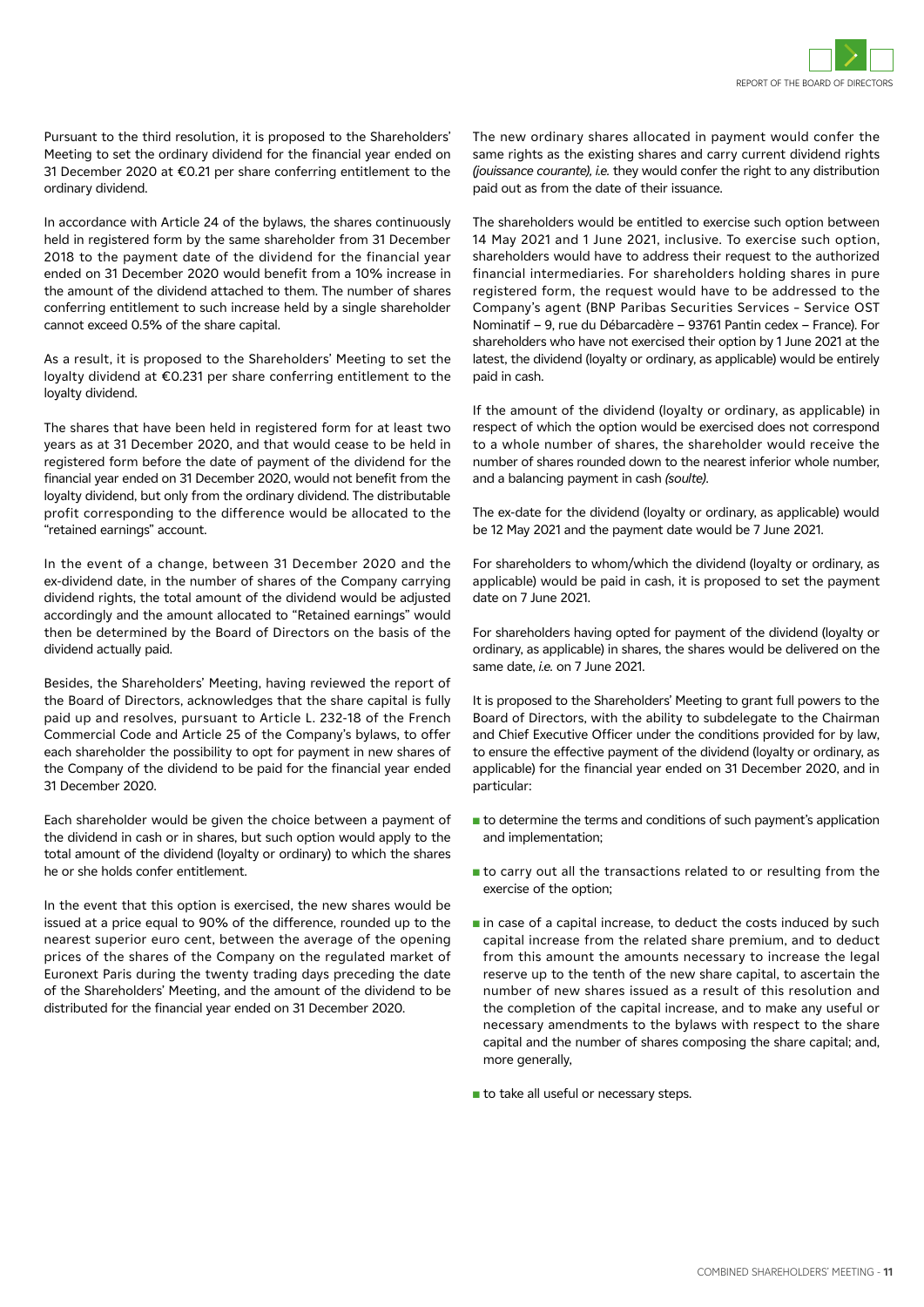Pursuant to the third resolution, it is proposed to the Shareholders' Meeting to set the ordinary dividend for the financial year ended on 31 December 2020 at €0.21 per share conferring entitlement to the ordinary dividend.

In accordance with Article 24 of the bylaws, the shares continuously held in registered form by the same shareholder from 31 December 2018 to the payment date of the dividend for the financial year ended on 31 December 2020 would benefit from a 10% increase in the amount of the dividend attached to them. The number of shares conferring entitlement to such increase held by a single shareholder cannot exceed 0.5% of the share capital.

As a result, it is proposed to the Shareholders' Meeting to set the loyalty dividend at €0.231 per share conferring entitlement to the loyalty dividend.

The shares that have been held in registered form for at least two years as at 31 December 2020, and that would cease to be held in registered form before the date of payment of the dividend for the financial year ended on 31 December 2020, would not benefit from the loyalty dividend, but only from the ordinary dividend. The distributable profit corresponding to the difference would be allocated to the "retained earnings" account.

In the event of a change, between 31 December 2020 and the ex-dividend date, in the number of shares of the Company carrying dividend rights, the total amount of the dividend would be adjusted accordingly and the amount allocated to "Retained earnings" would then be determined by the Board of Directors on the basis of the dividend actually paid.

Besides, the Shareholders' Meeting, having reviewed the report of the Board of Directors, acknowledges that the share capital is fully paid up and resolves, pursuant to Article L. 232-18 of the French Commercial Code and Article 25 of the Company's bylaws, to offer each shareholder the possibility to opt for payment in new shares of the Company of the dividend to be paid for the financial year ended 31 December 2020.

Each shareholder would be given the choice between a payment of the dividend in cash or in shares, but such option would apply to the total amount of the dividend (loyalty or ordinary) to which the shares he or she holds confer entitlement.

In the event that this option is exercised, the new shares would be issued at a price equal to 90% of the difference, rounded up to the nearest superior euro cent, between the average of the opening prices of the shares of the Company on the regulated market of Euronext Paris during the twenty trading days preceding the date of the Shareholders' Meeting, and the amount of the dividend to be distributed for the financial year ended on 31 December 2020.

The new ordinary shares allocated in payment would confer the same rights as the existing shares and carry current dividend rights *(jouissance courante)*, *i.e.* they would confer the right to any distribution paid out as from the date of their issuance.

The shareholders would be entitled to exercise such option between 14 May 2021 and 1 June 2021, inclusive. To exercise such option, shareholders would have to address their request to the authorized financial intermediaries. For shareholders holding shares in pure registered form, the request would have to be addressed to the Company's agent (BNP Paribas Securities Services - Service OST Nominatif – 9, rue du Débarcadère – 93761 Pantin cedex – France). For shareholders who have not exercised their option by 1 June 2021 at the latest, the dividend (loyalty or ordinary, as applicable) would be entirely paid in cash.

If the amount of the dividend (loyalty or ordinary, as applicable) in respect of which the option would be exercised does not correspond to a whole number of shares, the shareholder would receive the number of shares rounded down to the nearest inferior whole number, and a balancing payment in cash *(soulte)*.

The ex-date for the dividend (loyalty or ordinary, as applicable) would be 12 May 2021 and the payment date would be 7 June 2021.

For shareholders to whom/which the dividend (loyalty or ordinary, as applicable) would be paid in cash, it is proposed to set the payment date on 7 June 2021.

For shareholders having opted for payment of the dividend (loyalty or ordinary, as applicable) in shares, the shares would be delivered on the same date, *i.e.* on 7 June 2021.

It is proposed to the Shareholders' Meeting to grant full powers to the Board of Directors, with the ability to subdelegate to the Chairman and Chief Executive Officer under the conditions provided for by law, to ensure the effective payment of the dividend (loyalty or ordinary, as applicable) for the financial year ended on 31 December 2020, and in particular:

- to determine the terms and conditions of such payment's application and implementation;
- to carry out all the transactions related to or resulting from the exercise of the option;
- in case of a capital increase, to deduct the costs induced by such capital increase from the related share premium, and to deduct from this amount the amounts necessary to increase the legal reserve up to the tenth of the new share capital, to ascertain the number of new shares issued as a result of this resolution and the completion of the capital increase, and to make any useful or necessary amendments to the bylaws with respect to the share capital and the number of shares composing the share capital; and, more generally,
- to take all useful or necessary steps.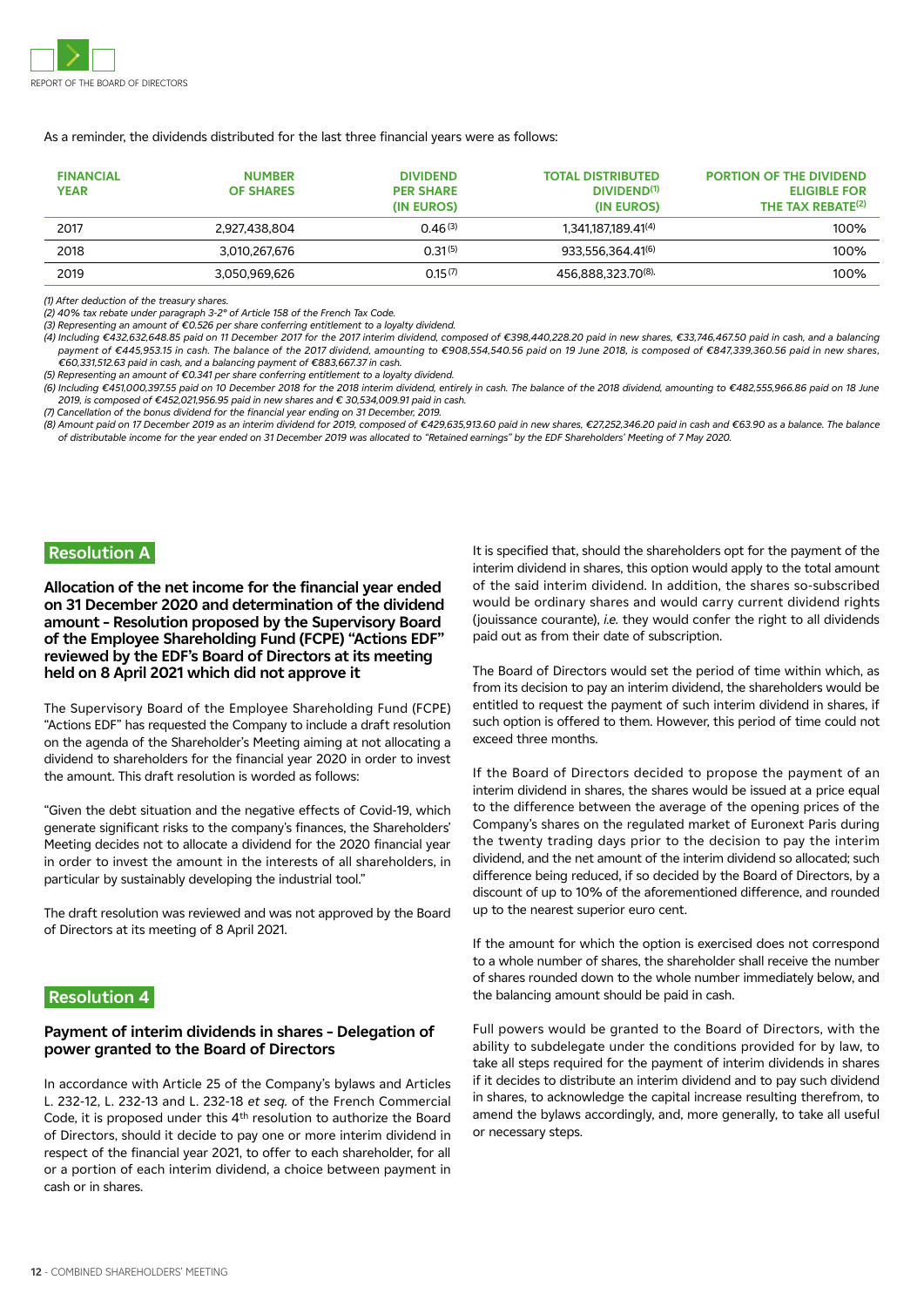As a reminder, the dividends distributed for the last three financial years were as follows:

| FINANCIAL YEAR | NUMBER OF SHARES | DIVIDEND PER SHARE (IN EUROS) | TOTAL DISTRIBUTED DIVIDEND[1] (IN EUROS) | PORTION OF THE DIVIDEND ELIGIBLE FOR THE TAX REBATE[2] |
|---|---|---|---|---|
| 2017 | 2,927,438,804 | 0.46[3] | 1,341,187,189.41[4] | 100% |
| 2018 | 3,010,267,676 | 0.31[5] | 933,556,364.41[6] | 100% |
| 2019 | 3,050,969,626 | 0.15[7] | 456,888,323.70[8]. | 100% |

*(1) After deduction of the treasury shares.*

*(2) 40% tax rebate under paragraph 3-2° of Article 158 of the French Tax Code.*

*(3) Representing an amount of €0.526 per share conferring entitlement to a loyalty dividend.*

*(4) Including €432,632,648.85 paid on 11 December 2017 for the 2017 interim dividend, composed of €398,440,228.20 paid in new shares, €33,746,467.50 paid in cash, and a balancing payment of €445,953.15 in cash. The balance of the 2017 dividend, amounting to €908,554,540.56 paid on 19 June 2018, is composed of €847,339,360.56 paid in new shares, €60,331,512.63 paid in cash, and a balancing payment of €883,667.37 in cash.*

*(5) Representing an amount of €0.341 per share conferring entitlement to a loyalty dividend.*

*(6) Including €451,000,397.55 paid on 10 December 2018 for the 2018 interim dividend, entirely in cash. The balance of the 2018 dividend, amounting to €482,555,966.86 paid on 18 June 2019, is composed of €452,021,956.95 paid in new shares and € 30,534,009.91 paid in cash.*

*(7) Cancellation of the bonus dividend for the financial year ending on 31 December, 2019.*

*(8) Amount paid on 17 December 2019 as an interim dividend for 2019, composed of €429,635,913.60 paid in new shares, €27,252,346.20 paid in cash and €63.90 as a balance. The balance of distributable income for the year ended on 31 December 2019 was allocated to "Retained earnings" by the EDF Shareholders' Meeting of 7 May 2020.*

## Resolution A

**Allocation of the net income for the financial year ended on 31 December 2020 and determination of the dividend amount - Resolution proposed by the Supervisory Board of the Employee Shareholding Fund (FCPE) "Actions EDF" reviewed by the EDF's Board of Directors at its meeting held on 8 April 2021 which did not approve it**

The Supervisory Board of the Employee Shareholding Fund (FCPE) "Actions EDF" has requested the Company to include a draft resolution on the agenda of the Shareholder's Meeting aiming at not allocating a dividend to shareholders for the financial year 2020 in order to invest the amount. This draft resolution is worded as follows:

"Given the debt situation and the negative effects of Covid-19, which generate significant risks to the company's finances, the Shareholders' Meeting decides not to allocate a dividend for the 2020 financial year in order to invest the amount in the interests of all shareholders, in particular by sustainably developing the industrial tool."

The draft resolution was reviewed and was not approved by the Board of Directors at its meeting of 8 April 2021.

## Resolution 4

**Payment of interim dividends in shares - Delegation of power granted to the Board of Directors**

In accordance with Article 25 of the Company's bylaws and Articles L. 232-12, L. 232-13 and L. 232-18 *et seq.* of the French Commercial Code, it is proposed under this 4th resolution to authorize the Board of Directors, should it decide to pay one or more interim dividend in respect of the financial year 2021, to offer to each shareholder, for all or a portion of each interim dividend, a choice between payment in cash or in shares.

It is specified that, should the shareholders opt for the payment of the interim dividend in shares, this option would apply to the total amount of the said interim dividend. In addition, the shares so-subscribed would be ordinary shares and would carry current dividend rights (jouissance courante), *i.e.* they would confer the right to all dividends paid out as from their date of subscription.

The Board of Directors would set the period of time within which, as from its decision to pay an interim dividend, the shareholders would be entitled to request the payment of such interim dividend in shares, if such option is offered to them. However, this period of time could not exceed three months.

If the Board of Directors decided to propose the payment of an interim dividend in shares, the shares would be issued at a price equal to the difference between the average of the opening prices of the Company's shares on the regulated market of Euronext Paris during the twenty trading days prior to the decision to pay the interim dividend, and the net amount of the interim dividend so allocated; such difference being reduced, if so decided by the Board of Directors, by a discount of up to 10% of the aforementioned difference, and rounded up to the nearest superior euro cent.

If the amount for which the option is exercised does not correspond to a whole number of shares, the shareholder shall receive the number of shares rounded down to the whole number immediately below, and the balancing amount should be paid in cash.

Full powers would be granted to the Board of Directors, with the ability to subdelegate under the conditions provided for by law, to take all steps required for the payment of interim dividends in shares if it decides to distribute an interim dividend and to pay such dividend in shares, to acknowledge the capital increase resulting therefrom, to amend the bylaws accordingly, and, more generally, to take all useful or necessary steps.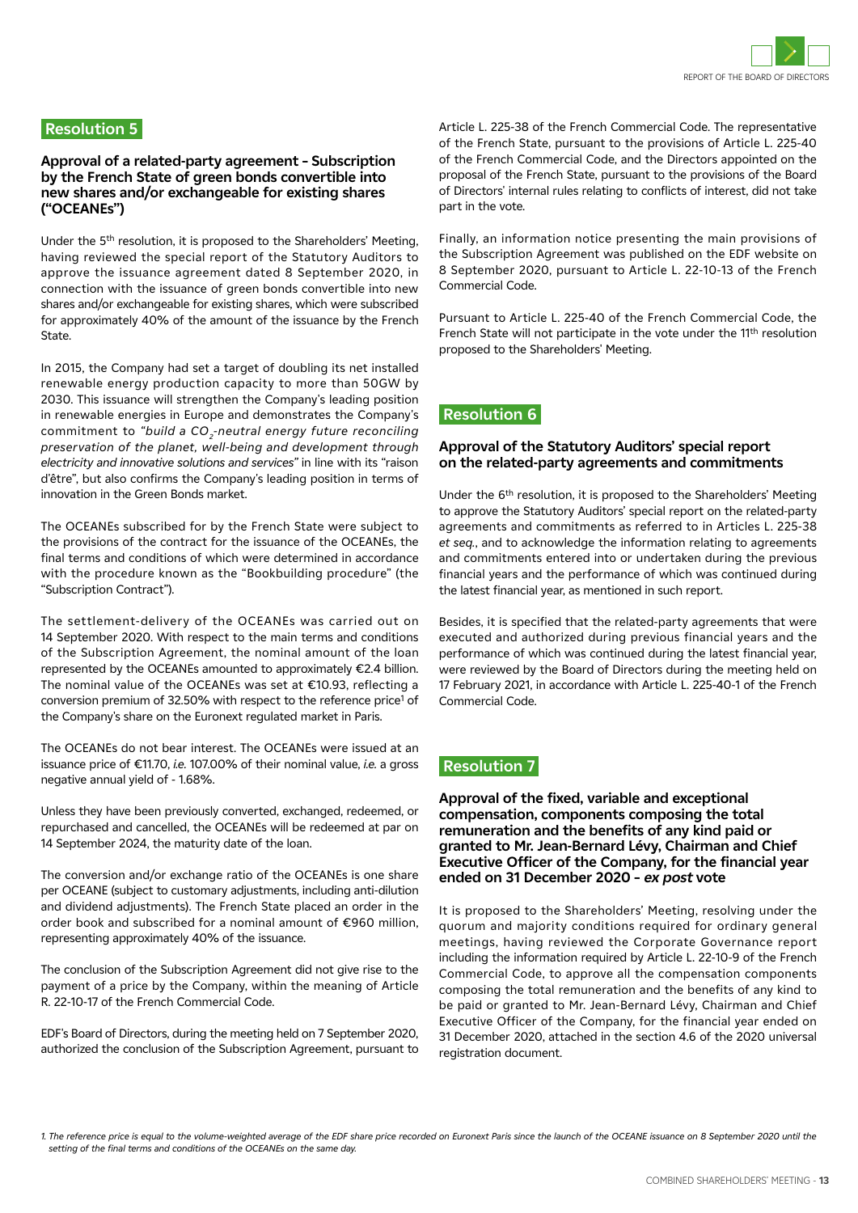## Resolution 5

### Approval of a related-party agreement – Subscription by the French State of green bonds convertible into new shares and/or exchangeable for existing shares ("OCEANEs")

Under the 5th resolution, it is proposed to the Shareholders' Meeting, having reviewed the special report of the Statutory Auditors to approve the issuance agreement dated 8 September 2020, in connection with the issuance of green bonds convertible into new shares and/or exchangeable for existing shares, which were subscribed for approximately 40% of the amount of the issuance by the French State.

In 2015, the Company had set a target of doubling its net installed renewable energy production capacity to more than 50GW by 2030. This issuance will strengthen the Company's leading position in renewable energies in Europe and demonstrates the Company's commitment to *"build a $CO_2$-neutral energy future reconciling preservation of the planet, well-being and development through electricity and innovative solutions and services"* in line with its "raison d'être", but also confirms the Company's leading position in terms of innovation in the Green Bonds market.

The OCEANEs subscribed for by the French State were subject to the provisions of the contract for the issuance of the OCEANEs, the final terms and conditions of which were determined in accordance with the procedure known as the "Bookbuilding procedure" (the "Subscription Contract").

The settlement-delivery of the OCEANEs was carried out on 14 September 2020. With respect to the main terms and conditions of the Subscription Agreement, the nominal amount of the loan represented by the OCEANEs amounted to approximately €2.4 billion. The nominal value of the OCEANEs was set at €10.93, reflecting a conversion premium of 32.50% with respect to the reference price[1] of the Company's share on the Euronext regulated market in Paris.

The OCEANEs do not bear interest. The OCEANEs were issued at an issuance price of €11.70, *i.e.* 107.00% of their nominal value, *i.e.* a gross negative annual yield of - 1.68%.

Unless they have been previously converted, exchanged, redeemed, or repurchased and cancelled, the OCEANEs will be redeemed at par on 14 September 2024, the maturity date of the loan.

The conversion and/or exchange ratio of the OCEANEs is one share per OCEANE (subject to customary adjustments, including anti-dilution and dividend adjustments). The French State placed an order in the order book and subscribed for a nominal amount of €960 million, representing approximately 40% of the issuance.

The conclusion of the Subscription Agreement did not give rise to the payment of a price by the Company, within the meaning of Article R. 22-10-17 of the French Commercial Code.

EDF's Board of Directors, during the meeting held on 7 September 2020, authorized the conclusion of the Subscription Agreement, pursuant to Article L. 225-38 of the French Commercial Code. The representative of the French State, pursuant to the provisions of Article L. 225-40 of the French Commercial Code, and the Directors appointed on the proposal of the French State, pursuant to the provisions of the Board of Directors' internal rules relating to conflicts of interest, did not take part in the vote.

Finally, an information notice presenting the main provisions of the Subscription Agreement was published on the EDF website on 8 September 2020, pursuant to Article L. 22-10-13 of the French Commercial Code.

Pursuant to Article L. 225-40 of the French Commercial Code, the French State will not participate in the vote under the 11th resolution proposed to the Shareholders' Meeting.

## Resolution 6

### Approval of the Statutory Auditors' special report on the related-party agreements and commitments

Under the 6th resolution, it is proposed to the Shareholders' Meeting to approve the Statutory Auditors' special report on the related-party agreements and commitments as referred to in Articles L. 225-38 *et seq.*, and to acknowledge the information relating to agreements and commitments entered into or undertaken during the previous financial years and the performance of which was continued during the latest financial year, as mentioned in such report.

Besides, it is specified that the related-party agreements that were executed and authorized during previous financial years and the performance of which was continued during the latest financial year, were reviewed by the Board of Directors during the meeting held on 17 February 2021, in accordance with Article L. 225-40-1 of the French Commercial Code.

## Resolution 7

### Approval of the fixed, variable and exceptional compensation, components composing the total remuneration and the benefits of any kind paid or granted to Mr. Jean-Bernard Lévy, Chairman and Chief Executive Officer of the Company, for the financial year ended on 31 December 2020 – *ex post* vote

It is proposed to the Shareholders' Meeting, resolving under the quorum and majority conditions required for ordinary general meetings, having reviewed the Corporate Governance report including the information required by Article L. 22-10-9 of the French Commercial Code, to approve all the compensation components composing the total remuneration and the benefits of any kind to be paid or granted to Mr. Jean-Bernard Lévy, Chairman and Chief Executive Officer of the Company, for the financial year ended on 31 December 2020, attached in the section 4.6 of the 2020 universal registration document.

*1. The reference price is equal to the volume-weighted average of the EDF share price recorded on Euronext Paris since the launch of the OCEANE issuance on 8 September 2020 until the setting of the final terms and conditions of the OCEANEs on the same day.*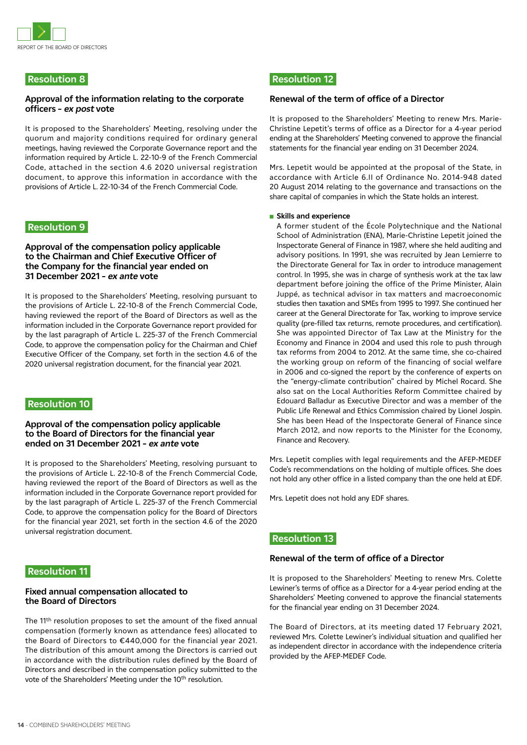## Resolution 8

### Approval of the information relating to the corporate officers – *ex post* vote

It is proposed to the Shareholders' Meeting, resolving under the quorum and majority conditions required for ordinary general meetings, having reviewed the Corporate Governance report and the information required by Article L. 22-10-9 of the French Commercial Code, attached in the section 4.6 2020 universal registration document, to approve this information in accordance with the provisions of Article L. 22-10-34 of the French Commercial Code.

## Resolution 9

### Approval of the compensation policy applicable to the Chairman and Chief Executive Officer of the Company for the financial year ended on 31 December 2021 – *ex ante* vote

It is proposed to the Shareholders' Meeting, resolving pursuant to the provisions of Article L. 22-10-8 of the French Commercial Code, having reviewed the report of the Board of Directors as well as the information included in the Corporate Governance report provided for by the last paragraph of Article L. 225-37 of the French Commercial Code, to approve the compensation policy for the Chairman and Chief Executive Officer of the Company, set forth in the section 4.6 of the 2020 universal registration document, for the financial year 2021.

## Resolution 10

### Approval of the compensation policy applicable to the Board of Directors for the financial year ended on 31 December 2021 – *ex ante* vote

It is proposed to the Shareholders' Meeting, resolving pursuant to the provisions of Article L. 22-10-8 of the French Commercial Code, having reviewed the report of the Board of Directors as well as the information included in the Corporate Governance report provided for by the last paragraph of Article L. 225-37 of the French Commercial Code, to approve the compensation policy for the Board of Directors for the financial year 2021, set forth in the section 4.6 of the 2020 universal registration document.

## Resolution 11

### Fixed annual compensation allocated to the Board of Directors

The 11th resolution proposes to set the amount of the fixed annual compensation (formerly known as attendance fees) allocated to the Board of Directors to €440,000 for the financial year 2021. The distribution of this amount among the Directors is carried out in accordance with the distribution rules defined by the Board of Directors and described in the compensation policy submitted to the vote of the Shareholders' Meeting under the 10th resolution.

## Resolution 12

### Renewal of the term of office of a Director

It is proposed to the Shareholders' Meeting to renew Mrs. Marie-Christine Lepetit's terms of office as a Director for a 4-year period ending at the Shareholders' Meeting convened to approve the financial statements for the financial year ending on 31 December 2024.

Mrs. Lepetit would be appointed at the proposal of the State, in accordance with Article 6.II of Ordinance No. 2014-948 dated 20 August 2014 relating to the governance and transactions on the share capital of companies in which the State holds an interest.

- **Skills and experience**

  A former student of the École Polytechnique and the National School of Administration (ENA), Marie-Christine Lepetit joined the Inspectorate General of Finance in 1987, where she held auditing and advisory positions. In 1991, she was recruited by Jean Lemierre to the Directorate General for Tax in order to introduce management control. In 1995, she was in charge of synthesis work at the tax law department before joining the office of the Prime Minister, Alain Juppé, as technical advisor in tax matters and macroeconomic studies then taxation and SMEs from 1995 to 1997. She continued her career at the General Directorate for Tax, working to improve service quality (pre-filled tax returns, remote procedures, and certification). She was appointed Director of Tax Law at the Ministry for the Economy and Finance in 2004 and used this role to push through tax reforms from 2004 to 2012. At the same time, she co-chaired the working group on reform of the financing of social welfare in 2006 and co-signed the report by the conference of experts on the "energy-climate contribution" chaired by Michel Rocard. She also sat on the Local Authorities Reform Committee chaired by Edouard Balladur as Executive Director and was a member of the Public Life Renewal and Ethics Commission chaired by Lionel Jospin. She has been Head of the Inspectorate General of Finance since March 2012, and now reports to the Minister for the Economy, Finance and Recovery.

Mrs. Lepetit complies with legal requirements and the AFEP-MEDEF Code's recommendations on the holding of multiple offices. She does not hold any other office in a listed company than the one held at EDF.

Mrs. Lepetit does not hold any EDF shares.

## Resolution 13

### Renewal of the term of office of a Director

It is proposed to the Shareholders' Meeting to renew Mrs. Colette Lewiner's terms of office as a Director for a 4-year period ending at the Shareholders' Meeting convened to approve the financial statements for the financial year ending on 31 December 2024.

The Board of Directors, at its meeting dated 17 February 2021, reviewed Mrs. Colette Lewiner's individual situation and qualified her as independent director in accordance with the independence criteria provided by the AFEP-MEDEF Code.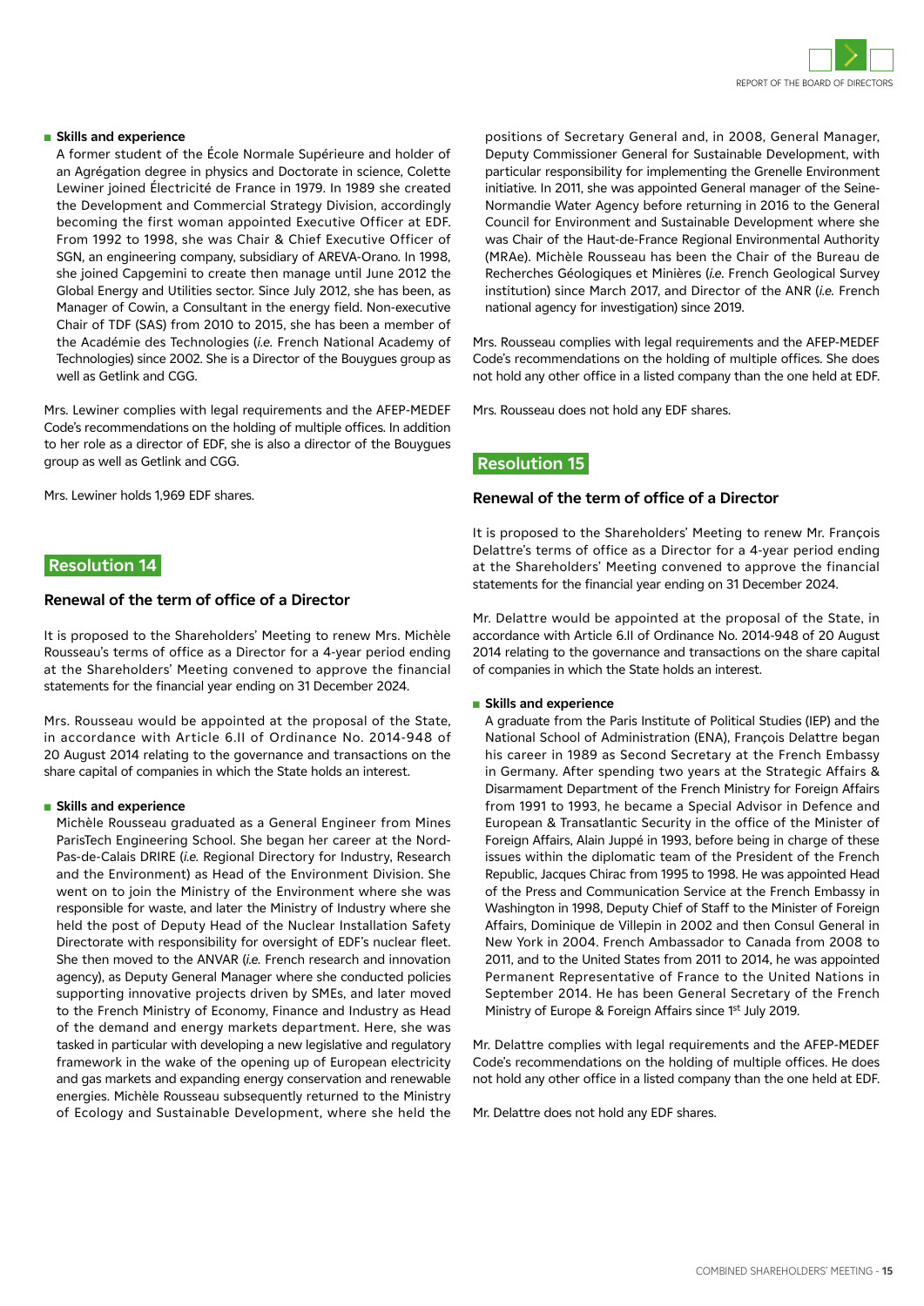- **Skills and experience**

  A former student of the École Normale Supérieure and holder of an Agrégation degree in physics and Doctorate in science, Colette Lewiner joined Électricité de France in 1979. In 1989 she created the Development and Commercial Strategy Division, accordingly becoming the first woman appointed Executive Officer at EDF. From 1992 to 1998, she was Chair & Chief Executive Officer of SGN, an engineering company, subsidiary of AREVA-Orano. In 1998, she joined Capgemini to create then manage until June 2012 the Global Energy and Utilities sector. Since July 2012, she has been, as Manager of Cowin, a Consultant in the energy field. Non-executive Chair of TDF (SAS) from 2010 to 2015, she has been a member of the Académie des Technologies (*i.e.* French National Academy of Technologies) since 2002. She is a Director of the Bouygues group as well as Getlink and CGG.

Mrs. Lewiner complies with legal requirements and the AFEP-MEDEF Code's recommendations on the holding of multiple offices. In addition to her role as a director of EDF, she is also a director of the Bouygues group as well as Getlink and CGG.

Mrs. Lewiner holds 1,969 EDF shares.

## Resolution 14

### Renewal of the term of office of a Director

It is proposed to the Shareholders' Meeting to renew Mrs. Michèle Rousseau's terms of office as a Director for a 4-year period ending at the Shareholders' Meeting convened to approve the financial statements for the financial year ending on 31 December 2024.

Mrs. Rousseau would be appointed at the proposal of the State, in accordance with Article 6.II of Ordinance No. 2014-948 of 20 August 2014 relating to the governance and transactions on the share capital of companies in which the State holds an interest.

- **Skills and experience**

  Michèle Rousseau graduated as a General Engineer from Mines ParisTech Engineering School. She began her career at the Nord-Pas-de-Calais DRIRE (*i.e.* Regional Directory for Industry, Research and the Environment) as Head of the Environment Division. She went on to join the Ministry of the Environment where she was responsible for waste, and later the Ministry of Industry where she held the post of Deputy Head of the Nuclear Installation Safety Directorate with responsibility for oversight of EDF's nuclear fleet. She then moved to the ANVAR (*i.e.* French research and innovation agency), as Deputy General Manager where she conducted policies supporting innovative projects driven by SMEs, and later moved to the French Ministry of Economy, Finance and Industry as Head of the demand and energy markets department. Here, she was tasked in particular with developing a new legislative and regulatory framework in the wake of the opening up of European electricity and gas markets and expanding energy conservation and renewable energies. Michèle Rousseau subsequently returned to the Ministry of Ecology and Sustainable Development, where she held the positions of Secretary General and, in 2008, General Manager, Deputy Commissioner General for Sustainable Development, with particular responsibility for implementing the Grenelle Environment initiative. In 2011, she was appointed General manager of the Seine-Normandie Water Agency before returning in 2016 to the General Council for Environment and Sustainable Development where she was Chair of the Haut-de-France Regional Environmental Authority (MRAe). Michèle Rousseau has been the Chair of the Bureau de Recherches Géologiques et Minières (*i.e.* French Geological Survey institution) since March 2017, and Director of the ANR (*i.e.* French national agency for investigation) since 2019.

Mrs. Rousseau complies with legal requirements and the AFEP-MEDEF Code's recommendations on the holding of multiple offices. She does not hold any other office in a listed company than the one held at EDF.

Mrs. Rousseau does not hold any EDF shares.

## Resolution 15

### Renewal of the term of office of a Director

It is proposed to the Shareholders' Meeting to renew Mr. François Delattre's terms of office as a Director for a 4-year period ending at the Shareholders' Meeting convened to approve the financial statements for the financial year ending on 31 December 2024.

Mr. Delattre would be appointed at the proposal of the State, in accordance with Article 6.II of Ordinance No. 2014-948 of 20 August 2014 relating to the governance and transactions on the share capital of companies in which the State holds an interest.

- **Skills and experience**

  A graduate from the Paris Institute of Political Studies (IEP) and the National School of Administration (ENA), François Delattre began his career in 1989 as Second Secretary at the French Embassy in Germany. After spending two years at the Strategic Affairs & Disarmament Department of the French Ministry for Foreign Affairs from 1991 to 1993, he became a Special Advisor in Defence and European & Transatlantic Security in the office of the Minister of Foreign Affairs, Alain Juppé in 1993, before being in charge of these issues within the diplomatic team of the President of the French Republic, Jacques Chirac from 1995 to 1998. He was appointed Head of the Press and Communication Service at the French Embassy in Washington in 1998, Deputy Chief of Staff to the Minister of Foreign Affairs, Dominique de Villepin in 2002 and then Consul General in New York in 2004. French Ambassador to Canada from 2008 to 2011, and to the United States from 2011 to 2014, he was appointed Permanent Representative of France to the United Nations in September 2014. He has been General Secretary of the French Ministry of Europe & Foreign Affairs since 1st July 2019.

Mr. Delattre complies with legal requirements and the AFEP-MEDEF Code's recommendations on the holding of multiple offices. He does not hold any other office in a listed company than the one held at EDF.

Mr. Delattre does not hold any EDF shares.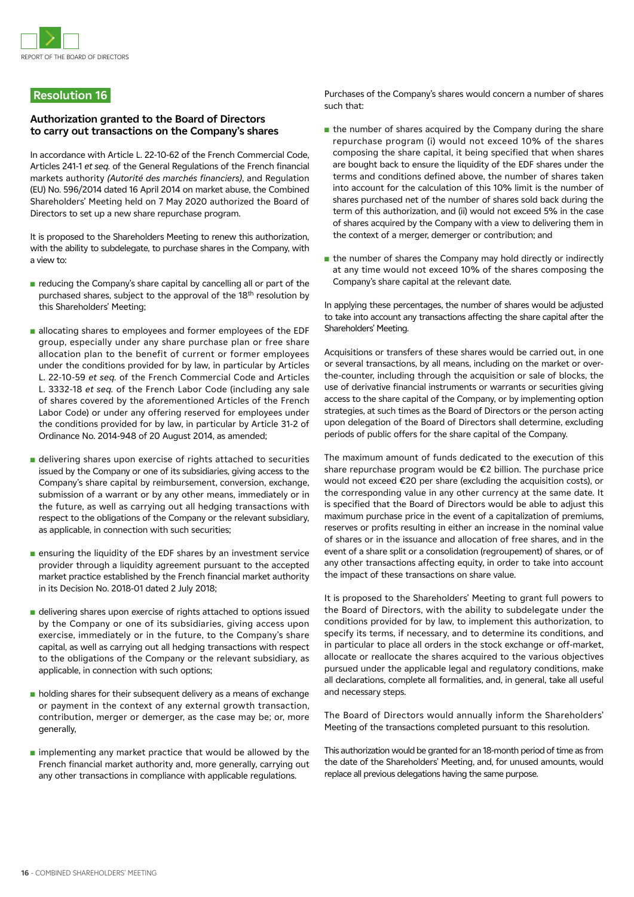## Resolution 16

### Authorization granted to the Board of Directors to carry out transactions on the Company's shares

In accordance with Article L. 22-10-62 of the French Commercial Code, Articles 241-1 *et seq.* of the General Regulations of the French financial markets authority *(Autorité des marchés financiers)*, and Regulation (EU) No. 596/2014 dated 16 April 2014 on market abuse, the Combined Shareholders' Meeting held on 7 May 2020 authorized the Board of Directors to set up a new share repurchase program.

It is proposed to the Shareholders Meeting to renew this authorization, with the ability to subdelegate, to purchase shares in the Company, with a view to:

- reducing the Company's share capital by cancelling all or part of the purchased shares, subject to the approval of the 18th resolution by this Shareholders' Meeting;
- allocating shares to employees and former employees of the EDF group, especially under any share purchase plan or free share allocation plan to the benefit of current or former employees under the conditions provided for by law, in particular by Articles L. 22-10-59 *et seq.* of the French Commercial Code and Articles L. 3332-18 *et seq.* of the French Labor Code (including any sale of shares covered by the aforementioned Articles of the French Labor Code) or under any offering reserved for employees under the conditions provided for by law, in particular by Article 31-2 of Ordinance No. 2014-948 of 20 August 2014, as amended;
- delivering shares upon exercise of rights attached to securities issued by the Company or one of its subsidiaries, giving access to the Company's share capital by reimbursement, conversion, exchange, submission of a warrant or by any other means, immediately or in the future, as well as carrying out all hedging transactions with respect to the obligations of the Company or the relevant subsidiary, as applicable, in connection with such securities;
- ensuring the liquidity of the EDF shares by an investment service provider through a liquidity agreement pursuant to the accepted market practice established by the French financial market authority in its Decision No. 2018-01 dated 2 July 2018;
- delivering shares upon exercise of rights attached to options issued by the Company or one of its subsidiaries, giving access upon exercise, immediately or in the future, to the Company's share capital, as well as carrying out all hedging transactions with respect to the obligations of the Company or the relevant subsidiary, as applicable, in connection with such options;
- holding shares for their subsequent delivery as a means of exchange or payment in the context of any external growth transaction, contribution, merger or demerger, as the case may be; or, more generally,
- implementing any market practice that would be allowed by the French financial market authority and, more generally, carrying out any other transactions in compliance with applicable regulations.

Purchases of the Company's shares would concern a number of shares such that:

- the number of shares acquired by the Company during the share repurchase program (i) would not exceed 10% of the shares composing the share capital, it being specified that when shares are bought back to ensure the liquidity of the EDF shares under the terms and conditions defined above, the number of shares taken into account for the calculation of this 10% limit is the number of shares purchased net of the number of shares sold back during the term of this authorization, and (ii) would not exceed 5% in the case of shares acquired by the Company with a view to delivering them in the context of a merger, demerger or contribution; and
- the number of shares the Company may hold directly or indirectly at any time would not exceed 10% of the shares composing the Company's share capital at the relevant date.

In applying these percentages, the number of shares would be adjusted to take into account any transactions affecting the share capital after the Shareholders' Meeting.

Acquisitions or transfers of these shares would be carried out, in one or several transactions, by all means, including on the market or over-the-counter, including through the acquisition or sale of blocks, the use of derivative financial instruments or warrants or securities giving access to the share capital of the Company, or by implementing option strategies, at such times as the Board of Directors or the person acting upon delegation of the Board of Directors shall determine, excluding periods of public offers for the share capital of the Company.

The maximum amount of funds dedicated to the execution of this share repurchase program would be €2 billion. The purchase price would not exceed €20 per share (excluding the acquisition costs), or the corresponding value in any other currency at the same date. It is specified that the Board of Directors would be able to adjust this maximum purchase price in the event of a capitalization of premiums, reserves or profits resulting in either an increase in the nominal value of shares or in the issuance and allocation of free shares, and in the event of a share split or a consolidation (regroupement) of shares, or of any other transactions affecting equity, in order to take into account the impact of these transactions on share value.

It is proposed to the Shareholders' Meeting to grant full powers to the Board of Directors, with the ability to subdelegate under the conditions provided for by law, to implement this authorization, to specify its terms, if necessary, and to determine its conditions, and in particular to place all orders in the stock exchange or off-market, allocate or reallocate the shares acquired to the various objectives pursued under the applicable legal and regulatory conditions, make all declarations, complete all formalities, and, in general, take all useful and necessary steps.

The Board of Directors would annually inform the Shareholders' Meeting of the transactions completed pursuant to this resolution.

This authorization would be granted for an 18-month period of time as from the date of the Shareholders' Meeting, and, for unused amounts, would replace all previous delegations having the same purpose.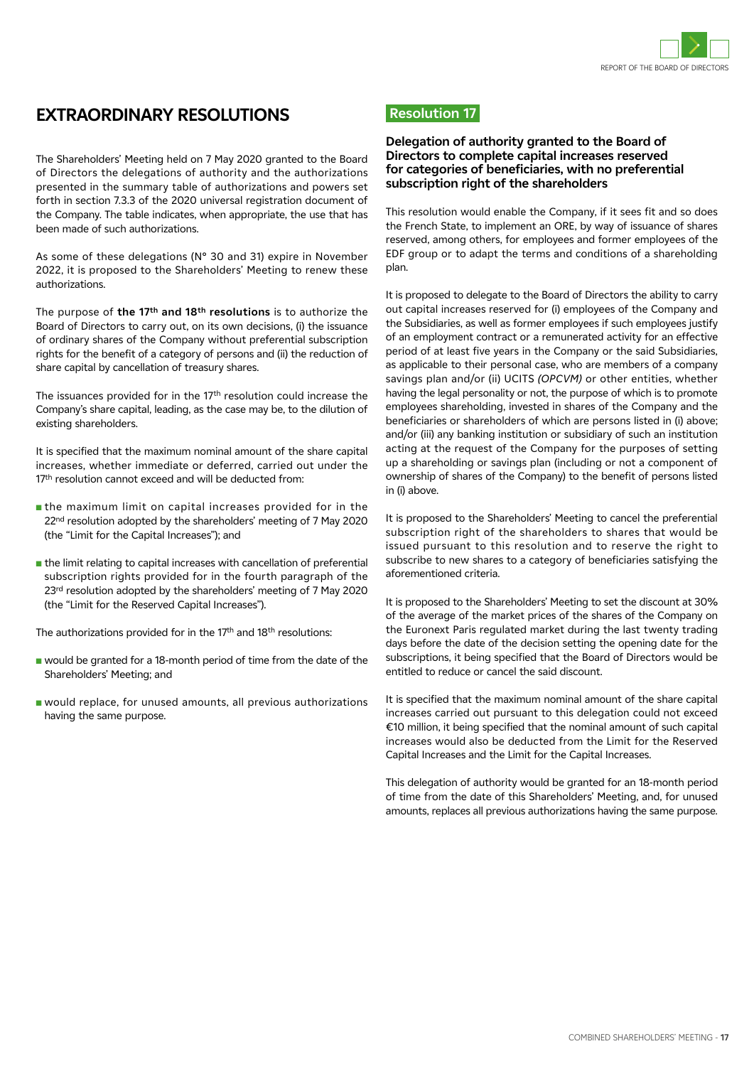# EXTRAORDINARY RESOLUTIONS

The Shareholders' Meeting held on 7 May 2020 granted to the Board of Directors the delegations of authority and the authorizations presented in the summary table of authorizations and powers set forth in section 7.3.3 of the 2020 universal registration document of the Company. The table indicates, when appropriate, the use that has been made of such authorizations.

As some of these delegations (N° 30 and 31) expire in November 2022, it is proposed to the Shareholders' Meeting to renew these authorizations.

The purpose of **the 17th and 18th resolutions** is to authorize the Board of Directors to carry out, on its own decisions, (i) the issuance of ordinary shares of the Company without preferential subscription rights for the benefit of a category of persons and (ii) the reduction of share capital by cancellation of treasury shares.

The issuances provided for in the 17th resolution could increase the Company's share capital, leading, as the case may be, to the dilution of existing shareholders.

It is specified that the maximum nominal amount of the share capital increases, whether immediate or deferred, carried out under the 17th resolution cannot exceed and will be deducted from:

- the maximum limit on capital increases provided for in the 22nd resolution adopted by the shareholders' meeting of 7 May 2020 (the "Limit for the Capital Increases"); and
- the limit relating to capital increases with cancellation of preferential subscription rights provided for in the fourth paragraph of the 23rd resolution adopted by the shareholders' meeting of 7 May 2020 (the "Limit for the Reserved Capital Increases").

The authorizations provided for in the 17th and 18th resolutions:

- would be granted for a 18-month period of time from the date of the Shareholders' Meeting; and
- would replace, for unused amounts, all previous authorizations having the same purpose.

## Resolution 17

### Delegation of authority granted to the Board of Directors to complete capital increases reserved for categories of beneficiaries, with no preferential subscription right of the shareholders

This resolution would enable the Company, if it sees fit and so does the French State, to implement an ORE, by way of issuance of shares reserved, among others, for employees and former employees of the EDF group or to adapt the terms and conditions of a shareholding plan.

It is proposed to delegate to the Board of Directors the ability to carry out capital increases reserved for (i) employees of the Company and the Subsidiaries, as well as former employees if such employees justify of an employment contract or a remunerated activity for an effective period of at least five years in the Company or the said Subsidiaries, as applicable to their personal case, who are members of a company savings plan and/or (ii) UCITS *(OPCVM)* or other entities, whether having the legal personality or not, the purpose of which is to promote employees shareholding, invested in shares of the Company and the beneficiaries or shareholders of which are persons listed in (i) above; and/or (iii) any banking institution or subsidiary of such an institution acting at the request of the Company for the purposes of setting up a shareholding or savings plan (including or not a component of ownership of shares of the Company) to the benefit of persons listed in (i) above.

It is proposed to the Shareholders' Meeting to cancel the preferential subscription right of the shareholders to shares that would be issued pursuant to this resolution and to reserve the right to subscribe to new shares to a category of beneficiaries satisfying the aforementioned criteria.

It is proposed to the Shareholders' Meeting to set the discount at 30% of the average of the market prices of the shares of the Company on the Euronext Paris regulated market during the last twenty trading days before the date of the decision setting the opening date for the subscriptions, it being specified that the Board of Directors would be entitled to reduce or cancel the said discount.

It is specified that the maximum nominal amount of the share capital increases carried out pursuant to this delegation could not exceed €10 million, it being specified that the nominal amount of such capital increases would also be deducted from the Limit for the Reserved Capital Increases and the Limit for the Capital Increases.

This delegation of authority would be granted for an 18-month period of time from the date of this Shareholders' Meeting, and, for unused amounts, replaces all previous authorizations having the same purpose.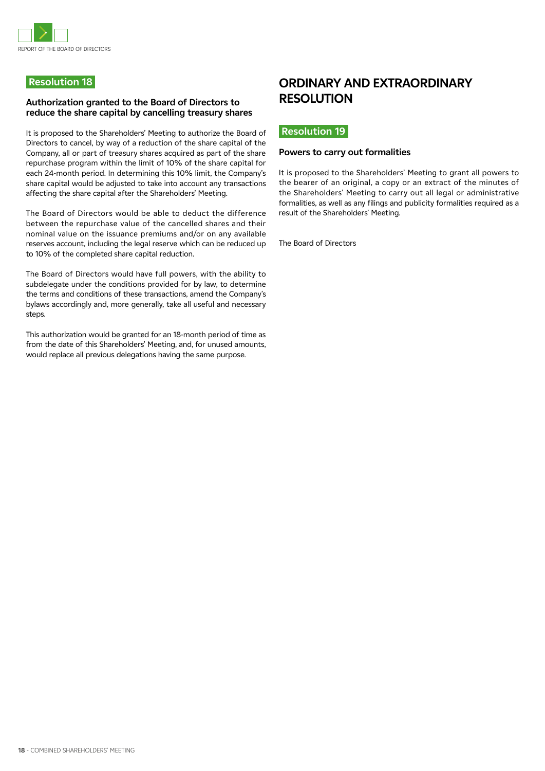## Resolution 18

### Authorization granted to the Board of Directors to reduce the share capital by cancelling treasury shares

It is proposed to the Shareholders' Meeting to authorize the Board of Directors to cancel, by way of a reduction of the share capital of the Company, all or part of treasury shares acquired as part of the share repurchase program within the limit of 10% of the share capital for each 24-month period. In determining this 10% limit, the Company's share capital would be adjusted to take into account any transactions affecting the share capital after the Shareholders' Meeting.

The Board of Directors would be able to deduct the difference between the repurchase value of the cancelled shares and their nominal value on the issuance premiums and/or on any available reserves account, including the legal reserve which can be reduced up to 10% of the completed share capital reduction.

The Board of Directors would have full powers, with the ability to subdelegate under the conditions provided for by law, to determine the terms and conditions of these transactions, amend the Company's bylaws accordingly and, more generally, take all useful and necessary steps.

This authorization would be granted for an 18-month period of time as from the date of this Shareholders' Meeting, and, for unused amounts, would replace all previous delegations having the same purpose.

# ORDINARY AND EXTRAORDINARY RESOLUTION

## Resolution 19

### Powers to carry out formalities

It is proposed to the Shareholders' Meeting to grant all powers to the bearer of an original, a copy or an extract of the minutes of the Shareholders' Meeting to carry out all legal or administrative formalities, as well as any filings and publicity formalities required as a result of the Shareholders' Meeting.

The Board of Directors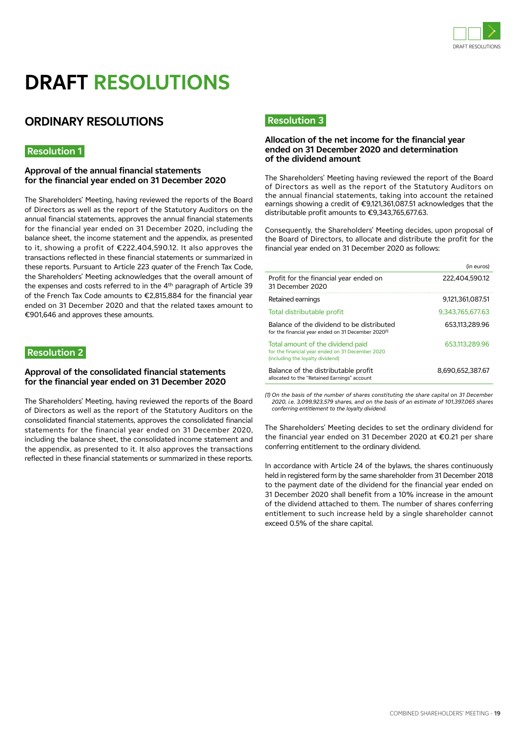// Rendered thinking trace ID: tt-0e0a3e88-5d60-4c3b-b3fb-11d3e9be06e2
# DRAFT RESOLUTIONS

## ORDINARY RESOLUTIONS

### Resolution 1

#### Approval of the annual financial statements for the financial year ended on 31 December 2020

The Shareholders' Meeting, having reviewed the reports of the Board of Directors as well as the report of the Statutory Auditors on the annual financial statements, approves the annual financial statements for the financial year ended on 31 December 2020, including the balance sheet, the income statement and the appendix, as presented to it, showing a profit of €222,404,590.12. It also approves the transactions reflected in these financial statements or summarized in these reports. Pursuant to Article 223 *quater* of the French Tax Code, the Shareholders' Meeting acknowledges that the overall amount of the expenses and costs referred to in the 4th paragraph of Article 39 of the French Tax Code amounts to €2,815,884 for the financial year ended on 31 December 2020 and that the related taxes amount to €901,646 and approves these amounts.

### Resolution 2

#### Approval of the consolidated financial statements for the financial year ended on 31 December 2020

The Shareholders' Meeting, having reviewed the reports of the Board of Directors as well as the report of the Statutory Auditors on the consolidated financial statements, approves the consolidated financial statements for the financial year ended on 31 December 2020, including the balance sheet, the consolidated income statement and the appendix, as presented to it. It also approves the transactions reflected in these financial statements or summarized in these reports.

### Resolution 3

#### Allocation of the net income for the financial year ended on 31 December 2020 and determination of the dividend amount

The Shareholders' Meeting having reviewed the report of the Board of Directors as well as the report of the Statutory Auditors on the annual financial statements, taking into account the retained earnings showing a credit of €9,121,361,087.51 acknowledges that the distributable profit amounts to €9,343,765,677.63.

Consequently, the Shareholders' Meeting decides, upon proposal of the Board of Directors, to allocate and distribute the profit for the financial year ended on 31 December 2020 as follows:

| | (in euros) |
|---|---|
| Profit for the financial year ended on 31 December 2020 | 222,404,590.12 |
| Retained earnings | 9,121,361,087.51 |
| Total distributable profit | 9,343,765,677.63 |
| Balance of the dividend to be distributed for the financial year ended on 31 December 2020(1) | 653,113,289.96 |
| Total amount of the dividend paid for the financial year ended on 31 December 2020 (including the loyalty dividend) | 653,113,289.96 |
| Balance of the distributable profit allocated to the "Retained Earnings" account | 8,690,652,387.67 |

*(1) On the basis of the number of shares constituting the share capital on 31 December 2020, i.e. 3,099,923,579 shares, and on the basis of an estimate of 101,397,065 shares conferring entitlement to the loyalty dividend.*

The Shareholders' Meeting decides to set the ordinary dividend for the financial year ended on 31 December 2020 at €0.21 per share conferring entitlement to the ordinary dividend.

In accordance with Article 24 of the bylaws, the shares continuously held in registered form by the same shareholder from 31 December 2018 to the payment date of the dividend for the financial year ended on 31 December 2020 shall benefit from a 10% increase in the amount of the dividend attached to them. The number of shares conferring entitlement to such increase held by a single shareholder cannot exceed 0.5% of the share capital.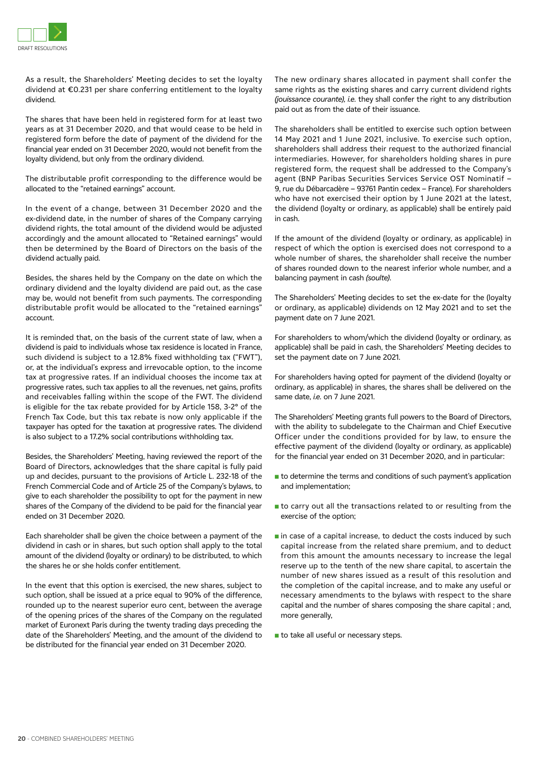As a result, the Shareholders' Meeting decides to set the loyalty dividend at €0.231 per share conferring entitlement to the loyalty dividend.

The shares that have been held in registered form for at least two years as at 31 December 2020, and that would cease to be held in registered form before the date of payment of the dividend for the financial year ended on 31 December 2020, would not benefit from the loyalty dividend, but only from the ordinary dividend.

The distributable profit corresponding to the difference would be allocated to the "retained earnings" account.

In the event of a change, between 31 December 2020 and the ex-dividend date, in the number of shares of the Company carrying dividend rights, the total amount of the dividend would be adjusted accordingly and the amount allocated to "Retained earnings" would then be determined by the Board of Directors on the basis of the dividend actually paid.

Besides, the shares held by the Company on the date on which the ordinary dividend and the loyalty dividend are paid out, as the case may be, would not benefit from such payments. The corresponding distributable profit would be allocated to the "retained earnings" account.

It is reminded that, on the basis of the current state of law, when a dividend is paid to individuals whose tax residence is located in France, such dividend is subject to a 12.8% fixed withholding tax ("FWT"), or, at the individual's express and irrevocable option, to the income tax at progressive rates. If an individual chooses the income tax at progressive rates, such tax applies to all the revenues, net gains, profits and receivables falling within the scope of the FWT. The dividend is eligible for the tax rebate provided for by Article 158, 3-2° of the French Tax Code, but this tax rebate is now only applicable if the taxpayer has opted for the taxation at progressive rates. The dividend is also subject to a 17.2% social contributions withholding tax.

Besides, the Shareholders' Meeting, having reviewed the report of the Board of Directors, acknowledges that the share capital is fully paid up and decides, pursuant to the provisions of Article L. 232-18 of the French Commercial Code and of Article 25 of the Company's bylaws, to give to each shareholder the possibility to opt for the payment in new shares of the Company of the dividend to be paid for the financial year ended on 31 December 2020.

Each shareholder shall be given the choice between a payment of the dividend in cash or in shares, but such option shall apply to the total amount of the dividend (loyalty or ordinary) to be distributed, to which the shares he or she holds confer entitlement.

In the event that this option is exercised, the new shares, subject to such option, shall be issued at a price equal to 90% of the difference, rounded up to the nearest superior euro cent, between the average of the opening prices of the shares of the Company on the regulated market of Euronext Paris during the twenty trading days preceding the date of the Shareholders' Meeting, and the amount of the dividend to be distributed for the financial year ended on 31 December 2020.

The new ordinary shares allocated in payment shall confer the same rights as the existing shares and carry current dividend rights *(jouissance courante), i.e.* they shall confer the right to any distribution paid out as from the date of their issuance.

The shareholders shall be entitled to exercise such option between 14 May 2021 and 1 June 2021, inclusive. To exercise such option, shareholders shall address their request to the authorized financial intermediaries. However, for shareholders holding shares in pure registered form, the request shall be addressed to the Company's agent (BNP Paribas Securities Services Service OST Nominatif – 9, rue du Débarcadère – 93761 Pantin cedex – France). For shareholders who have not exercised their option by 1 June 2021 at the latest, the dividend (loyalty or ordinary, as applicable) shall be entirely paid in cash.

If the amount of the dividend (loyalty or ordinary, as applicable) in respect of which the option is exercised does not correspond to a whole number of shares, the shareholder shall receive the number of shares rounded down to the nearest inferior whole number, and a balancing payment in cash *(soulte)*.

The Shareholders' Meeting decides to set the ex-date for the (loyalty or ordinary, as applicable) dividends on 12 May 2021 and to set the payment date on 7 June 2021.

For shareholders to whom/which the dividend (loyalty or ordinary, as applicable) shall be paid in cash, the Shareholders' Meeting decides to set the payment date on 7 June 2021.

For shareholders having opted for payment of the dividend (loyalty or ordinary, as applicable) in shares, the shares shall be delivered on the same date, *i.e.* on 7 June 2021.

The Shareholders' Meeting grants full powers to the Board of Directors, with the ability to subdelegate to the Chairman and Chief Executive Officer under the conditions provided for by law, to ensure the effective payment of the dividend (loyalty or ordinary, as applicable) for the financial year ended on 31 December 2020, and in particular:

- to determine the terms and conditions of such payment's application and implementation;
- to carry out all the transactions related to or resulting from the exercise of the option;
- in case of a capital increase, to deduct the costs induced by such capital increase from the related share premium, and to deduct from this amount the amounts necessary to increase the legal reserve up to the tenth of the new share capital, to ascertain the number of new shares issued as a result of this resolution and the completion of the capital increase, and to make any useful or necessary amendments to the bylaws with respect to the share capital and the number of shares composing the share capital ; and, more generally,
- to take all useful or necessary steps.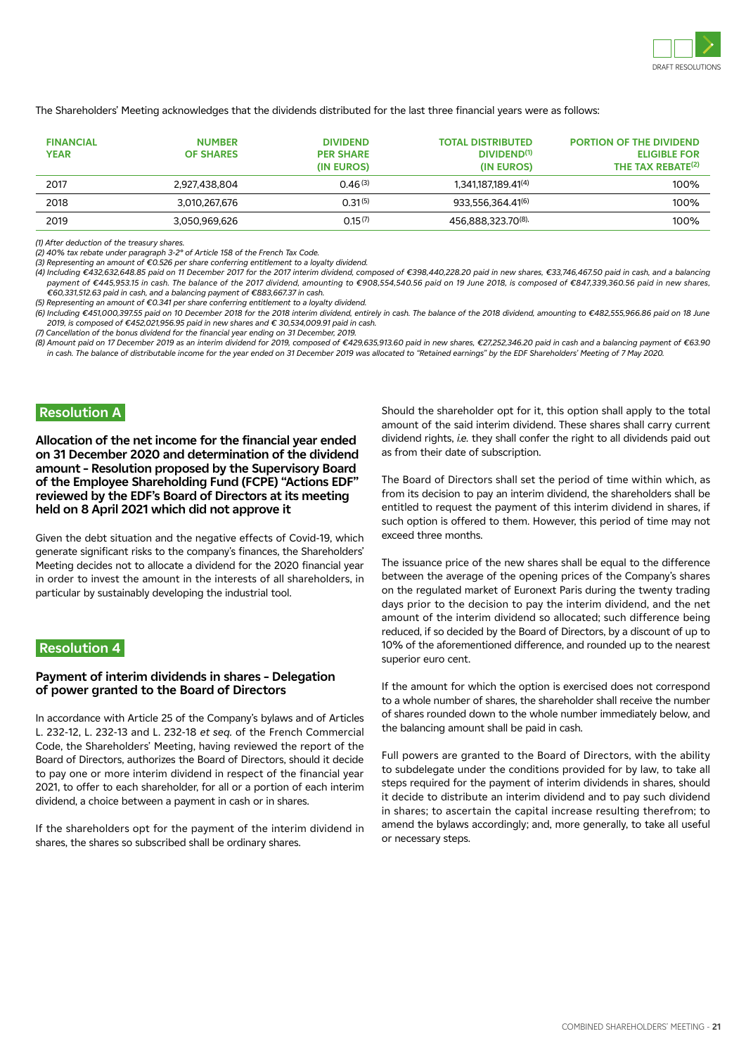The Shareholders' Meeting acknowledges that the dividends distributed for the last three financial years were as follows:

| FINANCIAL YEAR | NUMBER OF SHARES | DIVIDEND PER SHARE (IN EUROS) | TOTAL DISTRIBUTED DIVIDEND[(1)] (IN EUROS) | PORTION OF THE DIVIDEND ELIGIBLE FOR THE TAX REBATE[(2)] |
|---|---|---|---|---|
| 2017 | 2,927,438,804 | 0.46 [(3)] | 1,341,187,189.41[(4)] | 100% |
| 2018 | 3,010,267,676 | 0.31 [(5)] | 933,556,364.41[(6)] | 100% |
| 2019 | 3,050,969,626 | 0.15 [(7)] | 456,888,323.70[(8)] | 100% |

*(1) After deduction of the treasury shares.*
*(2) 40% tax rebate under paragraph 3-2° of Article 158 of the French Tax Code.*
*(3) Representing an amount of €0.526 per share conferring entitlement to a loyalty dividend.*
*(4) Including €432,632,648.85 paid on 11 December 2017 for the 2017 interim dividend, composed of €398,440,228.20 paid in new shares, €33,746,467.50 paid in cash, and a balancing payment of €445,953.15 in cash. The balance of the 2017 dividend, amounting to €908,554,540.56 paid on 19 June 2018, is composed of €847,339,360.56 paid in new shares, €60,331,512.63 paid in cash, and a balancing payment of €883,667.37 in cash.*
*(5) Representing an amount of €0.341 per share conferring entitlement to a loyalty dividend.*
*(6) Including €451,000,397.55 paid on 10 December 2018 for the 2018 interim dividend, entirely in cash. The balance of the 2018 dividend, amounting to €482,555,966.86 paid on 18 June 2019, is composed of €452,021,956.95 paid in new shares and € 30,534,009.91 paid in cash.*
*(7) Cancellation of the bonus dividend for the financial year ending on 31 December, 2019.*
*(8) Amount paid on 17 December 2019 as an interim dividend for 2019, composed of €429,635,913.60 paid in new shares, €27,252,346.20 paid in cash and a balancing payment of €63.90 in cash. The balance of distributable income for the year ended on 31 December 2019 was allocated to "Retained earnings" by the EDF Shareholders' Meeting of 7 May 2020.*

## Resolution A

**Allocation of the net income for the financial year ended on 31 December 2020 and determination of the dividend amount – Resolution proposed by the Supervisory Board of the Employee Shareholding Fund (FCPE) "Actions EDF" reviewed by the EDF's Board of Directors at its meeting held on 8 April 2021 which did not approve it**

Given the debt situation and the negative effects of Covid-19, which generate significant risks to the company's finances, the Shareholders' Meeting decides not to allocate a dividend for the 2020 financial year in order to invest the amount in the interests of all shareholders, in particular by sustainably developing the industrial tool.

## Resolution 4

**Payment of interim dividends in shares – Delegation of power granted to the Board of Directors**

In accordance with Article 25 of the Company's bylaws and of Articles L. 232-12, L. 232-13 and L. 232-18 *et seq.* of the French Commercial Code, the Shareholders' Meeting, having reviewed the report of the Board of Directors, authorizes the Board of Directors, should it decide to pay one or more interim dividend in respect of the financial year 2021, to offer to each shareholder, for all or a portion of each interim dividend, a choice between a payment in cash or in shares.

If the shareholders opt for the payment of the interim dividend in shares, the shares so subscribed shall be ordinary shares.

Should the shareholder opt for it, this option shall apply to the total amount of the said interim dividend. These shares shall carry current dividend rights, *i.e.* they shall confer the right to all dividends paid out as from their date of subscription.

The Board of Directors shall set the period of time within which, as from its decision to pay an interim dividend, the shareholders shall be entitled to request the payment of this interim dividend in shares, if such option is offered to them. However, this period of time may not exceed three months.

The issuance price of the new shares shall be equal to the difference between the average of the opening prices of the Company's shares on the regulated market of Euronext Paris during the twenty trading days prior to the decision to pay the interim dividend, and the net amount of the interim dividend so allocated; such difference being reduced, if so decided by the Board of Directors, by a discount of up to 10% of the aforementioned difference, and rounded up to the nearest superior euro cent.

If the amount for which the option is exercised does not correspond to a whole number of shares, the shareholder shall receive the number of shares rounded down to the whole number immediately below, and the balancing amount shall be paid in cash.

Full powers are granted to the Board of Directors, with the ability to subdelegate under the conditions provided for by law, to take all steps required for the payment of interim dividends in shares, should it decide to distribute an interim dividend and to pay such dividend in shares; to ascertain the capital increase resulting therefrom; to amend the bylaws accordingly; and, more generally, to take all useful or necessary steps.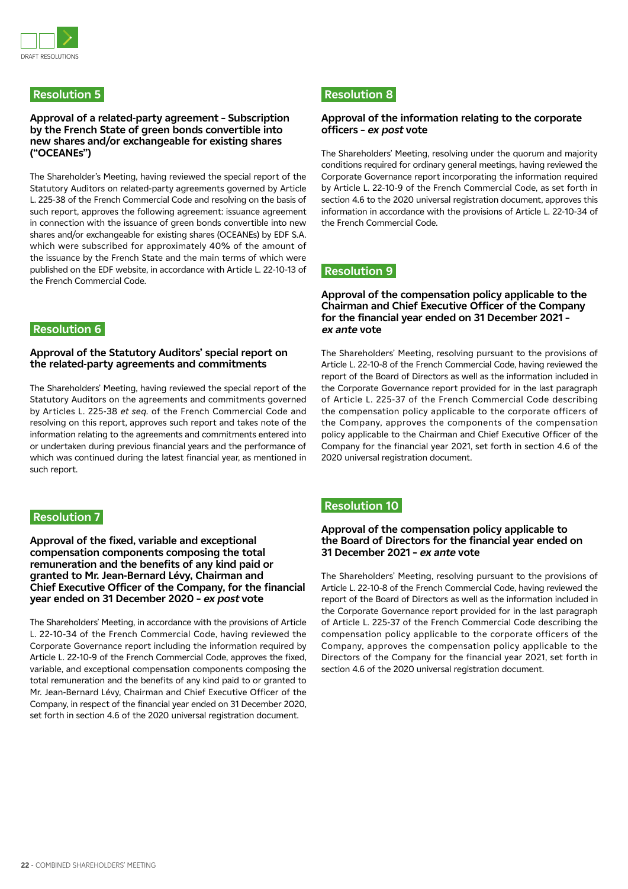## Resolution 5

### Approval of a related-party agreement - Subscription by the French State of green bonds convertible into new shares and/or exchangeable for existing shares ("OCEANEs")

The Shareholder's Meeting, having reviewed the special report of the Statutory Auditors on related-party agreements governed by Article L. 225-38 of the French Commercial Code and resolving on the basis of such report, approves the following agreement: issuance agreement in connection with the issuance of green bonds convertible into new shares and/or exchangeable for existing shares (OCEANEs) by EDF S.A. which were subscribed for approximately 40% of the amount of the issuance by the French State and the main terms of which were published on the EDF website, in accordance with Article L. 22-10-13 of the French Commercial Code.

## Resolution 6

### Approval of the Statutory Auditors' special report on the related-party agreements and commitments

The Shareholders' Meeting, having reviewed the special report of the Statutory Auditors on the agreements and commitments governed by Articles L. 225-38 *et seq.* of the French Commercial Code and resolving on this report, approves such report and takes note of the information relating to the agreements and commitments entered into or undertaken during previous financial years and the performance of which was continued during the latest financial year, as mentioned in such report.

## Resolution 7

### Approval of the fixed, variable and exceptional compensation components composing the total remuneration and the benefits of any kind paid or granted to Mr. Jean-Bernard Lévy, Chairman and Chief Executive Officer of the Company, for the financial year ended on 31 December 2020 - *ex post* vote

The Shareholders' Meeting, in accordance with the provisions of Article L. 22-10-34 of the French Commercial Code, having reviewed the Corporate Governance report including the information required by Article L. 22-10-9 of the French Commercial Code, approves the fixed, variable, and exceptional compensation components composing the total remuneration and the benefits of any kind paid to or granted to Mr. Jean-Bernard Lévy, Chairman and Chief Executive Officer of the Company, in respect of the financial year ended on 31 December 2020, set forth in section 4.6 of the 2020 universal registration document.

## Resolution 8

### Approval of the information relating to the corporate officers - *ex post* vote

The Shareholders' Meeting, resolving under the quorum and majority conditions required for ordinary general meetings, having reviewed the Corporate Governance report incorporating the information required by Article L. 22-10-9 of the French Commercial Code, as set forth in section 4.6 to the 2020 universal registration document, approves this information in accordance with the provisions of Article L. 22-10-34 of the French Commercial Code.

## Resolution 9

### Approval of the compensation policy applicable to the Chairman and Chief Executive Officer of the Company for the financial year ended on 31 December 2021 - *ex ante* vote

The Shareholders' Meeting, resolving pursuant to the provisions of Article L. 22-10-8 of the French Commercial Code, having reviewed the report of the Board of Directors as well as the information included in the Corporate Governance report provided for in the last paragraph of Article L. 225-37 of the French Commercial Code describing the compensation policy applicable to the corporate officers of the Company, approves the components of the compensation policy applicable to the Chairman and Chief Executive Officer of the Company for the financial year 2021, set forth in section 4.6 of the 2020 universal registration document.

## Resolution 10

### Approval of the compensation policy applicable to the Board of Directors for the financial year ended on 31 December 2021 - *ex ante* vote

The Shareholders' Meeting, resolving pursuant to the provisions of Article L. 22-10-8 of the French Commercial Code, having reviewed the report of the Board of Directors as well as the information included in the Corporate Governance report provided for in the last paragraph of Article L. 225-37 of the French Commercial Code describing the compensation policy applicable to the corporate officers of the Company, approves the compensation policy applicable to the Directors of the Company for the financial year 2021, set forth in section 4.6 of the 2020 universal registration document.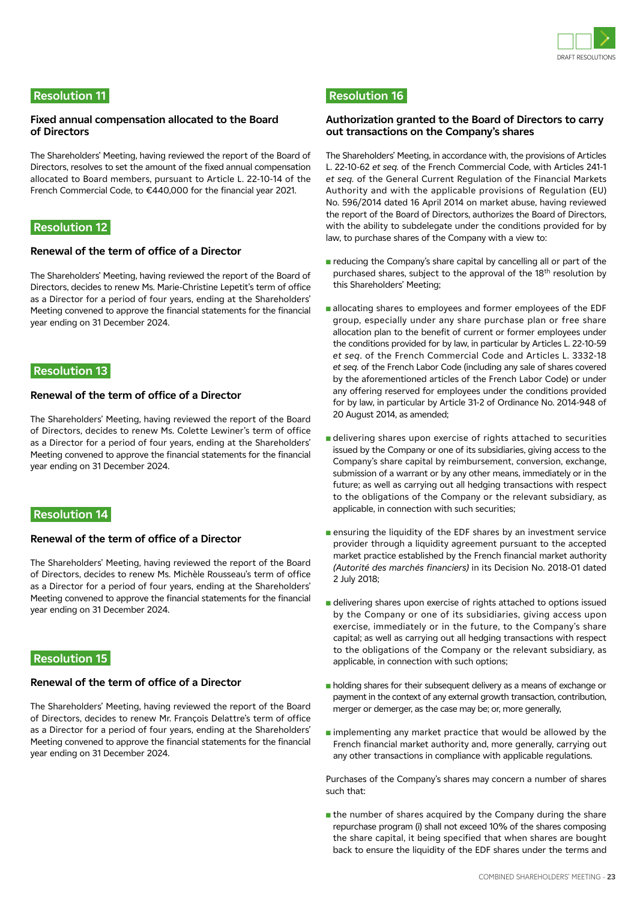## Resolution 11

### Fixed annual compensation allocated to the Board of Directors

The Shareholders' Meeting, having reviewed the report of the Board of Directors, resolves to set the amount of the fixed annual compensation allocated to Board members, pursuant to Article L. 22-10-14 of the French Commercial Code, to €440,000 for the financial year 2021.

## Resolution 12

### Renewal of the term of office of a Director

The Shareholders' Meeting, having reviewed the report of the Board of Directors, decides to renew Ms. Marie-Christine Lepetit's term of office as a Director for a period of four years, ending at the Shareholders' Meeting convened to approve the financial statements for the financial year ending on 31 December 2024.

## Resolution 13

### Renewal of the term of office of a Director

The Shareholders' Meeting, having reviewed the report of the Board of Directors, decides to renew Ms. Colette Lewiner's term of office as a Director for a period of four years, ending at the Shareholders' Meeting convened to approve the financial statements for the financial year ending on 31 December 2024.

## Resolution 14

### Renewal of the term of office of a Director

The Shareholders' Meeting, having reviewed the report of the Board of Directors, decides to renew Ms. Michèle Rousseau's term of office as a Director for a period of four years, ending at the Shareholders' Meeting convened to approve the financial statements for the financial year ending on 31 December 2024.

## Resolution 15

### Renewal of the term of office of a Director

The Shareholders' Meeting, having reviewed the report of the Board of Directors, decides to renew Mr. François Delattre's term of office as a Director for a period of four years, ending at the Shareholders' Meeting convened to approve the financial statements for the financial year ending on 31 December 2024.

## Resolution 16

### Authorization granted to the Board of Directors to carry out transactions on the Company's shares

The Shareholders' Meeting, in accordance with, the provisions of Articles L. 22-10-62 *et seq.* of the French Commercial Code, with Articles 241-1 *et seq.* of the General Current Regulation of the Financial Markets Authority and with the applicable provisions of Regulation (EU) No. 596/2014 dated 16 April 2014 on market abuse, having reviewed the report of the Board of Directors, authorizes the Board of Directors, with the ability to subdelegate under the conditions provided for by law, to purchase shares of the Company with a view to:

- reducing the Company's share capital by cancelling all or part of the purchased shares, subject to the approval of the 18th resolution by this Shareholders' Meeting;
- allocating shares to employees and former employees of the EDF group, especially under any share purchase plan or free share allocation plan to the benefit of current or former employees under the conditions provided for by law, in particular by Articles L. 22-10-59 *et seq.* of the French Commercial Code and Articles L. 3332-18 *et seq.* of the French Labor Code (including any sale of shares covered by the aforementioned articles of the French Labor Code) or under any offering reserved for employees under the conditions provided for by law, in particular by Article 31-2 of Ordinance No. 2014-948 of 20 August 2014, as amended;
- delivering shares upon exercise of rights attached to securities issued by the Company or one of its subsidiaries, giving access to the Company's share capital by reimbursement, conversion, exchange, submission of a warrant or by any other means, immediately or in the future; as well as carrying out all hedging transactions with respect to the obligations of the Company or the relevant subsidiary, as applicable, in connection with such securities;
- ensuring the liquidity of the EDF shares by an investment service provider through a liquidity agreement pursuant to the accepted market practice established by the French financial market authority *(Autorité des marchés financiers)* in its Decision No. 2018-01 dated 2 July 2018;
- delivering shares upon exercise of rights attached to options issued by the Company or one of its subsidiaries, giving access upon exercise, immediately or in the future, to the Company's share capital; as well as carrying out all hedging transactions with respect to the obligations of the Company or the relevant subsidiary, as applicable, in connection with such options;
- holding shares for their subsequent delivery as a means of exchange or payment in the context of any external growth transaction, contribution, merger or demerger, as the case may be; or, more generally,
- implementing any market practice that would be allowed by the French financial market authority and, more generally, carrying out any other transactions in compliance with applicable regulations.

Purchases of the Company's shares may concern a number of shares such that:

- the number of shares acquired by the Company during the share repurchase program (i) shall not exceed 10% of the shares composing the share capital, it being specified that when shares are bought back to ensure the liquidity of the EDF shares under the terms and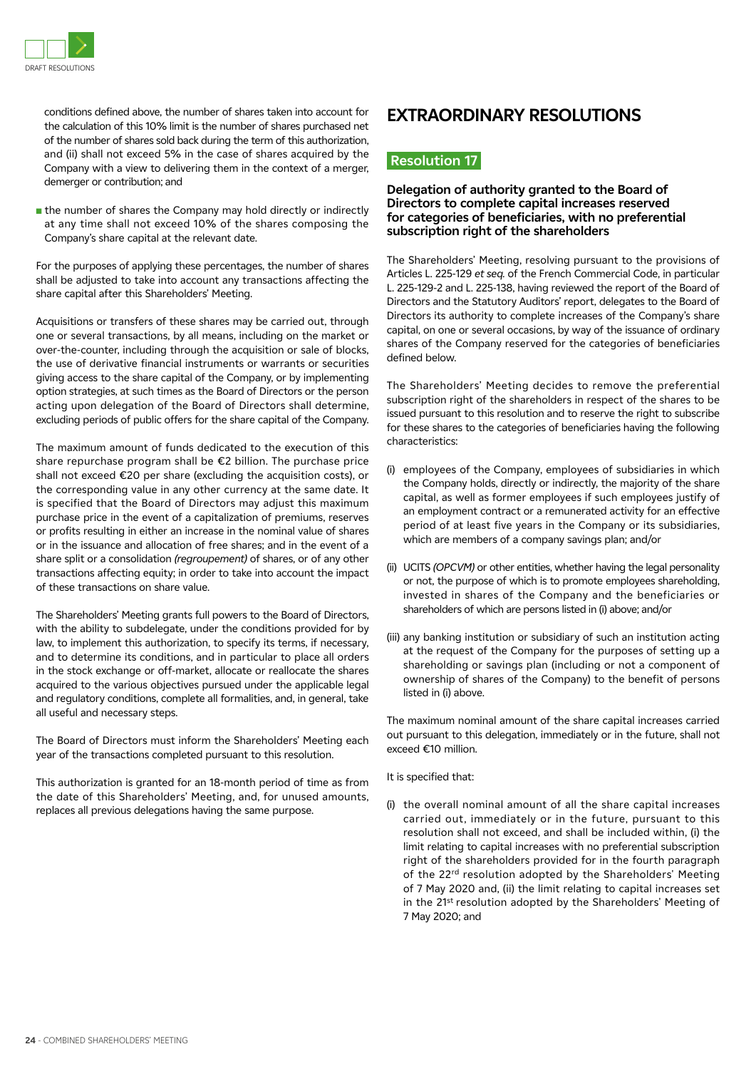conditions defined above, the number of shares taken into account for the calculation of this 10% limit is the number of shares purchased net of the number of shares sold back during the term of this authorization, and (ii) shall not exceed 5% in the case of shares acquired by the Company with a view to delivering them in the context of a merger, demerger or contribution; and

- the number of shares the Company may hold directly or indirectly at any time shall not exceed 10% of the shares composing the Company's share capital at the relevant date.

For the purposes of applying these percentages, the number of shares shall be adjusted to take into account any transactions affecting the share capital after this Shareholders' Meeting.

Acquisitions or transfers of these shares may be carried out, through one or several transactions, by all means, including on the market or over-the-counter, including through the acquisition or sale of blocks, the use of derivative financial instruments or warrants or securities giving access to the share capital of the Company, or by implementing option strategies, at such times as the Board of Directors or the person acting upon delegation of the Board of Directors shall determine, excluding periods of public offers for the share capital of the Company.

The maximum amount of funds dedicated to the execution of this share repurchase program shall be €2 billion. The purchase price shall not exceed €20 per share (excluding the acquisition costs), or the corresponding value in any other currency at the same date. It is specified that the Board of Directors may adjust this maximum purchase price in the event of a capitalization of premiums, reserves or profits resulting in either an increase in the nominal value of shares or in the issuance and allocation of free shares; and in the event of a share split or a consolidation *(regroupement)* of shares, or of any other transactions affecting equity; in order to take into account the impact of these transactions on share value.

The Shareholders' Meeting grants full powers to the Board of Directors, with the ability to subdelegate, under the conditions provided for by law, to implement this authorization, to specify its terms, if necessary, and to determine its conditions, and in particular to place all orders in the stock exchange or off-market, allocate or reallocate the shares acquired to the various objectives pursued under the applicable legal and regulatory conditions, complete all formalities, and, in general, take all useful and necessary steps.

The Board of Directors must inform the Shareholders' Meeting each year of the transactions completed pursuant to this resolution.

This authorization is granted for an 18-month period of time as from the date of this Shareholders' Meeting, and, for unused amounts, replaces all previous delegations having the same purpose.

# EXTRAORDINARY RESOLUTIONS

## Resolution 17

### Delegation of authority granted to the Board of Directors to complete capital increases reserved for categories of beneficiaries, with no preferential subscription right of the shareholders

The Shareholders' Meeting, resolving pursuant to the provisions of Articles L. 225-129 *et seq.* of the French Commercial Code, in particular L. 225-129-2 and L. 225-138, having reviewed the report of the Board of Directors and the Statutory Auditors' report, delegates to the Board of Directors its authority to complete increases of the Company's share capital, on one or several occasions, by way of the issuance of ordinary shares of the Company reserved for the categories of beneficiaries defined below.

The Shareholders' Meeting decides to remove the preferential subscription right of the shareholders in respect of the shares to be issued pursuant to this resolution and to reserve the right to subscribe for these shares to the categories of beneficiaries having the following characteristics:

(i) employees of the Company, employees of subsidiaries in which the Company holds, directly or indirectly, the majority of the share capital, as well as former employees if such employees justify of an employment contract or a remunerated activity for an effective period of at least five years in the Company or its subsidiaries, which are members of a company savings plan; and/or

(ii) UCITS *(OPCVM)* or other entities, whether having the legal personality or not, the purpose of which is to promote employees shareholding, invested in shares of the Company and the beneficiaries or shareholders of which are persons listed in (i) above; and/or

(iii) any banking institution or subsidiary of such an institution acting at the request of the Company for the purposes of setting up a shareholding or savings plan (including or not a component of ownership of shares of the Company) to the benefit of persons listed in (i) above.

The maximum nominal amount of the share capital increases carried out pursuant to this delegation, immediately or in the future, shall not exceed €10 million.

It is specified that:

(i) the overall nominal amount of all the share capital increases carried out, immediately or in the future, pursuant to this resolution shall not exceed, and shall be included within, (i) the limit relating to capital increases with no preferential subscription right of the shareholders provided for in the fourth paragraph of the 22rd resolution adopted by the Shareholders' Meeting of 7 May 2020 and, (ii) the limit relating to capital increases set in the 21st resolution adopted by the Shareholders' Meeting of 7 May 2020; and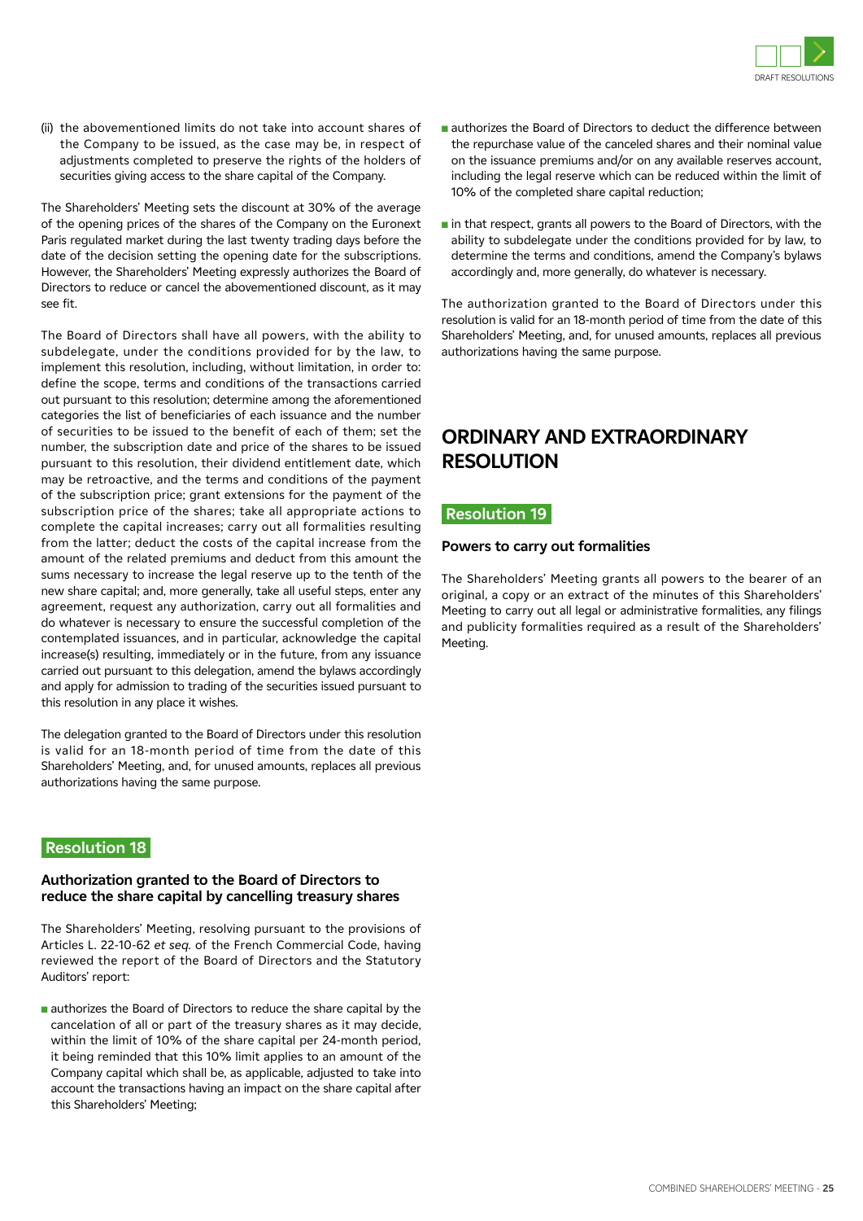(ii) the abovementioned limits do not take into account shares of the Company to be issued, as the case may be, in respect of adjustments completed to preserve the rights of the holders of securities giving access to the share capital of the Company.

The Shareholders' Meeting sets the discount at 30% of the average of the opening prices of the shares of the Company on the Euronext Paris regulated market during the last twenty trading days before the date of the decision setting the opening date for the subscriptions. However, the Shareholders' Meeting expressly authorizes the Board of Directors to reduce or cancel the abovementioned discount, as it may see fit.

The Board of Directors shall have all powers, with the ability to subdelegate, under the conditions provided for by the law, to implement this resolution, including, without limitation, in order to: define the scope, terms and conditions of the transactions carried out pursuant to this resolution; determine among the aforementioned categories the list of beneficiaries of each issuance and the number of securities to be issued to the benefit of each of them; set the number, the subscription date and price of the shares to be issued pursuant to this resolution, their dividend entitlement date, which may be retroactive, and the terms and conditions of the payment of the subscription price; grant extensions for the payment of the subscription price of the shares; take all appropriate actions to complete the capital increases; carry out all formalities resulting from the latter; deduct the costs of the capital increase from the amount of the related premiums and deduct from this amount the sums necessary to increase the legal reserve up to the tenth of the new share capital; and, more generally, take all useful steps, enter any agreement, request any authorization, carry out all formalities and do whatever is necessary to ensure the successful completion of the contemplated issuances, and in particular, acknowledge the capital increase(s) resulting, immediately or in the future, from any issuance carried out pursuant to this delegation, amend the bylaws accordingly and apply for admission to trading of the securities issued pursuant to this resolution in any place it wishes.

The delegation granted to the Board of Directors under this resolution is valid for an 18-month period of time from the date of this Shareholders' Meeting, and, for unused amounts, replaces all previous authorizations having the same purpose.

### Resolution 18

#### Authorization granted to the Board of Directors to reduce the share capital by cancelling treasury shares

The Shareholders' Meeting, resolving pursuant to the provisions of Articles L. 22-10-62 *et seq.* of the French Commercial Code, having reviewed the report of the Board of Directors and the Statutory Auditors' report:

- authorizes the Board of Directors to reduce the share capital by the cancelation of all or part of the treasury shares as it may decide, within the limit of 10% of the share capital per 24-month period, it being reminded that this 10% limit applies to an amount of the Company capital which shall be, as applicable, adjusted to take into account the transactions having an impact on the share capital after this Shareholders' Meeting;
- authorizes the Board of Directors to deduct the difference between the repurchase value of the canceled shares and their nominal value on the issuance premiums and/or on any available reserves account, including the legal reserve which can be reduced within the limit of 10% of the completed share capital reduction;
- in that respect, grants all powers to the Board of Directors, with the ability to subdelegate under the conditions provided for by law, to determine the terms and conditions, amend the Company's bylaws accordingly and, more generally, do whatever is necessary.

The authorization granted to the Board of Directors under this resolution is valid for an 18-month period of time from the date of this Shareholders' Meeting, and, for unused amounts, replaces all previous authorizations having the same purpose.

## ORDINARY AND EXTRAORDINARY RESOLUTION

### Resolution 19

#### Powers to carry out formalities

The Shareholders' Meeting grants all powers to the bearer of an original, a copy or an extract of the minutes of this Shareholders' Meeting to carry out all legal or administrative formalities, any filings and publicity formalities required as a result of the Shareholders' Meeting.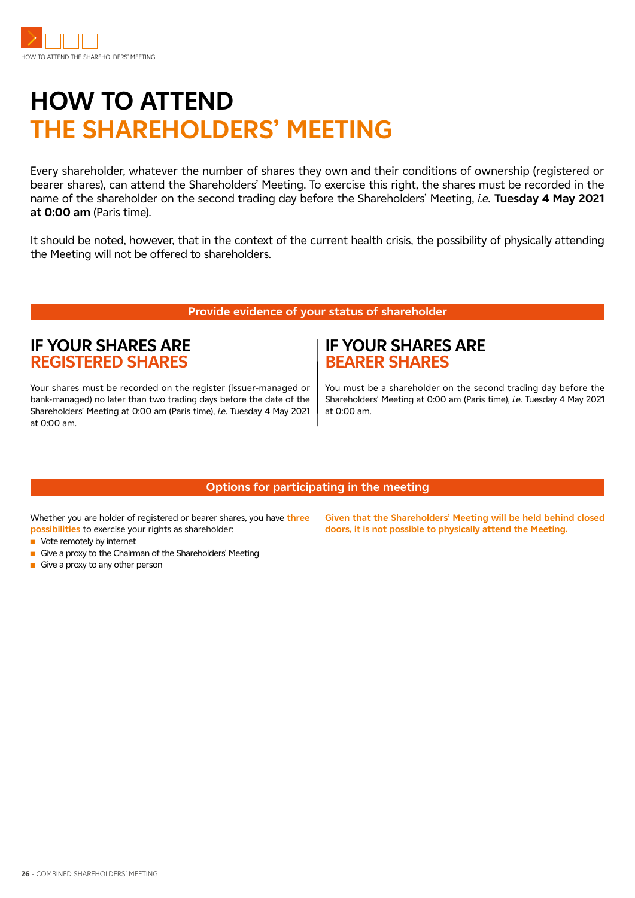# HOW TO ATTEND THE SHAREHOLDERS' MEETING

Every shareholder, whatever the number of shares they own and their conditions of ownership (registered or bearer shares), can attend the Shareholders' Meeting. To exercise this right, the shares must be recorded in the name of the shareholder on the second trading day before the Shareholders' Meeting, *i.e.* **Tuesday 4 May 2021 at 0:00 am** (Paris time).

It should be noted, however, that in the context of the current health crisis, the possibility of physically attending the Meeting will not be offered to shareholders.

## Provide evidence of your status of shareholder

### IF YOUR SHARES ARE REGISTERED SHARES

Your shares must be recorded on the register (issuer-managed or bank-managed) no later than two trading days before the date of the Shareholders' Meeting at 0:00 am (Paris time), *i.e.* Tuesday 4 May 2021 at 0:00 am.

### IF YOUR SHARES ARE BEARER SHARES

You must be a shareholder on the second trading day before the Shareholders' Meeting at 0:00 am (Paris time), *i.e.* Tuesday 4 May 2021 at 0:00 am.

## Options for participating in the meeting

Whether you are holder of registered or bearer shares, you have **three possibilities** to exercise your rights as shareholder:

- Vote remotely by internet
- Give a proxy to the Chairman of the Shareholders' Meeting
- Give a proxy to any other person

**Given that the Shareholders' Meeting will be held behind closed doors, it is not possible to physically attend the Meeting.**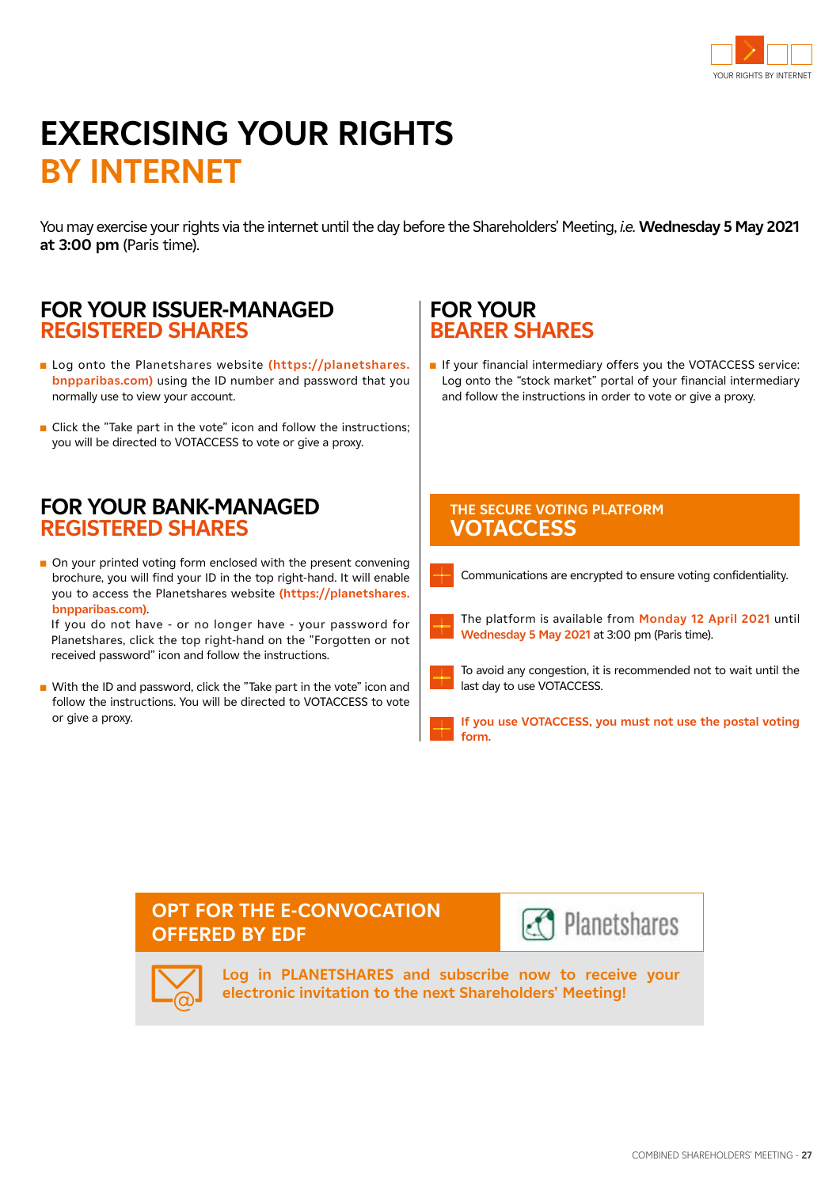# EXERCISING YOUR RIGHTS BY INTERNET

You may exercise your rights via the internet until the day before the Shareholders' Meeting, *i.e.* **Wednesday 5 May 2021 at 3:00 pm** (Paris time).

## FOR YOUR ISSUER-MANAGED REGISTERED SHARES

- Log onto the Planetshares website **(https://planetshares.bnpparibas.com)** using the ID number and password that you normally use to view your account.
- Click the "Take part in the vote" icon and follow the instructions; you will be directed to VOTACCESS to vote or give a proxy.

## FOR YOUR BANK-MANAGED REGISTERED SHARES

- On your printed voting form enclosed with the present convening brochure, you will find your ID in the top right-hand. It will enable you to access the Planetshares website **(https://planetshares.bnpparibas.com)**.
  If you do not have - or no longer have - your password for Planetshares, click the top right-hand on the "Forgotten or not received password" icon and follow the instructions.
- With the ID and password, click the "Take part in the vote" icon and follow the instructions. You will be directed to VOTACCESS to vote or give a proxy.

## FOR YOUR BEARER SHARES

- If your financial intermediary offers you the VOTACCESS service: Log onto the "stock market" portal of your financial intermediary and follow the instructions in order to vote or give a proxy.

## THE SECURE VOTING PLATFORM VOTACCESS

- Communications are encrypted to ensure voting confidentiality.
- The platform is available from **Monday 12 April 2021** until **Wednesday 5 May 2021** at 3:00 pm (Paris time).
- To avoid any congestion, it is recommended not to wait until the last day to use VOTACCESS.
- **If you use VOTACCESS, you must not use the postal voting form.**

## OPT FOR THE E-CONVOCATION OFFERED BY EDF

Planetshares

**Log in PLANETSHARES and subscribe now to receive your electronic invitation to the next Shareholders' Meeting!**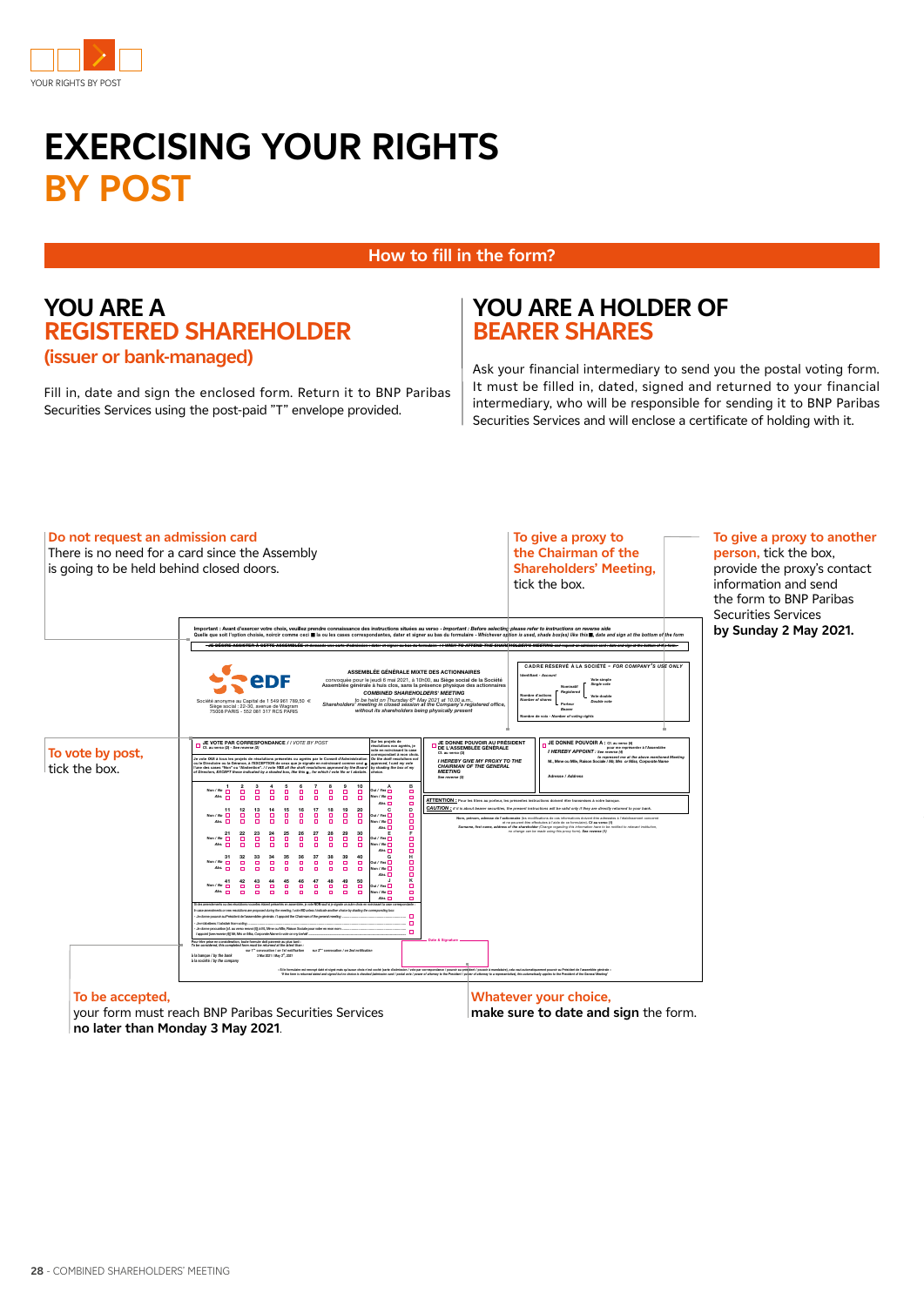# EXERCISING YOUR RIGHTS BY POST

## How to fill in the form?

### YOU ARE A REGISTERED SHAREHOLDER (issuer or bank-managed)

Fill in, date and sign the enclosed form. Return it to BNP Paribas Securities Services using the post-paid "T" envelope provided.

### YOU ARE A HOLDER OF BEARER SHARES

Ask your financial intermediary to send you the postal voting form. It must be filled in, dated, signed and returned to your financial intermediary, who will be responsible for sending it to BNP Paribas Securities Services and will enclose a certificate of holding with it.

**Do not request an admission card**
There is no need for a card since the Assembly is going to be held behind closed doors.

**To give a proxy to the Chairman of the Shareholders' Meeting,** tick the box.

**To give a proxy to another person,** tick the box, provide the proxy's contact information and send the form to BNP Paribas Securities Services **by Sunday 2 May 2021.**

**To vote by post,** tick the box.

**To be accepted,** your form must reach BNP Paribas Securities Services **no later than Monday 3 May 2021**.

**Whatever your choice, make sure to date and sign** the form.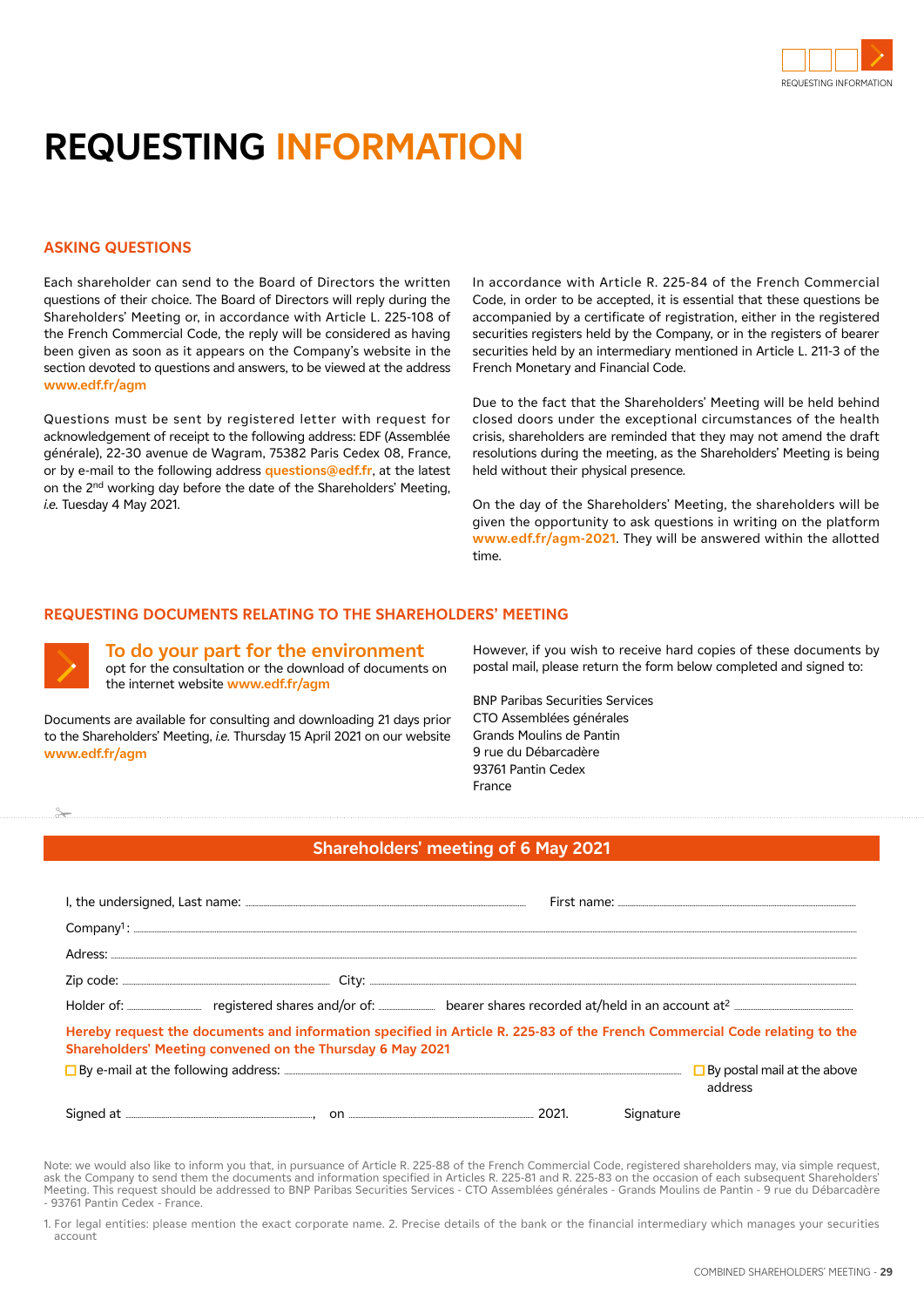# REQUESTING INFORMATION

## ASKING QUESTIONS

Each shareholder can send to the Board of Directors the written questions of their choice. The Board of Directors will reply during the Shareholders' Meeting or, in accordance with Article L. 225-108 of the French Commercial Code, the reply will be considered as having been given as soon as it appears on the Company's website in the section devoted to questions and answers, to be viewed at the address **www.edf.fr/agm**

Questions must be sent by registered letter with request for acknowledgement of receipt to the following address: EDF (Assemblée générale), 22-30 avenue de Wagram, 75382 Paris Cedex 08, France, or by e-mail to the following address **questions@edf.fr**, at the latest on the 2nd working day before the date of the Shareholders' Meeting, *i.e.* Tuesday 4 May 2021.

In accordance with Article R. 225-84 of the French Commercial Code, in order to be accepted, it is essential that these questions be accompanied by a certificate of registration, either in the registered securities registers held by the Company, or in the registers of bearer securities held by an intermediary mentioned in Article L. 211-3 of the French Monetary and Financial Code.

Due to the fact that the Shareholders' Meeting will be held behind closed doors under the exceptional circumstances of the health crisis, shareholders are reminded that they may not amend the draft resolutions during the meeting, as the Shareholders' Meeting is being held without their physical presence.

On the day of the Shareholders' Meeting, the shareholders will be given the opportunity to ask questions in writing on the platform **www.edf.fr/agm-2021**. They will be answered within the allotted time.

## REQUESTING DOCUMENTS RELATING TO THE SHAREHOLDERS' MEETING

### To do your part for the environment

opt for the consultation or the download of documents on the internet website **www.edf.fr/agm**

Documents are available for consulting and downloading 21 days prior to the Shareholders' Meeting, *i.e.* Thursday 15 April 2021 on our website **www.edf.fr/agm**

However, if you wish to receive hard copies of these documents by postal mail, please return the form below completed and signed to:

BNP Paribas Securities Services
CTO Assemblées générales
Grands Moulins de Pantin
9 rue du Débarcadère
93761 Pantin Cedex
France

---

## Shareholders' meeting of 6 May 2021

I, the undersigned, Last name: .................................... First name: ....................................

Company[1]: ....................................

Adress: ....................................

Zip code: .................... City: ....................................

Holder of: .......... registered shares and/or of: .......... bearer shares recorded at/held in an account at[2] ....................

**Hereby request the documents and information specified in Article R. 225-83 of the French Commercial Code relating to the Shareholders' Meeting convened on the Thursday 6 May 2021**

☐ By e-mail at the following address: .................................... ☐ By postal mail at the above address

Signed at ...................., on .................... 2021. Signature

Note: we would also like to inform you that, in pursuance of Article R. 225-88 of the French Commercial Code, registered shareholders may, via simple request, ask the Company to send them the documents and information specified in Articles R. 225-81 and R. 225-83 on the occasion of each subsequent Shareholders' Meeting. This request should be addressed to BNP Paribas Securities Services - CTO Assemblées générales - Grands Moulins de Pantin - 9 rue du Débarcadère - 93761 Pantin Cedex - France.

1. For legal entities: please mention the exact corporate name. 2. Precise details of the bank or the financial intermediary which manages your securities account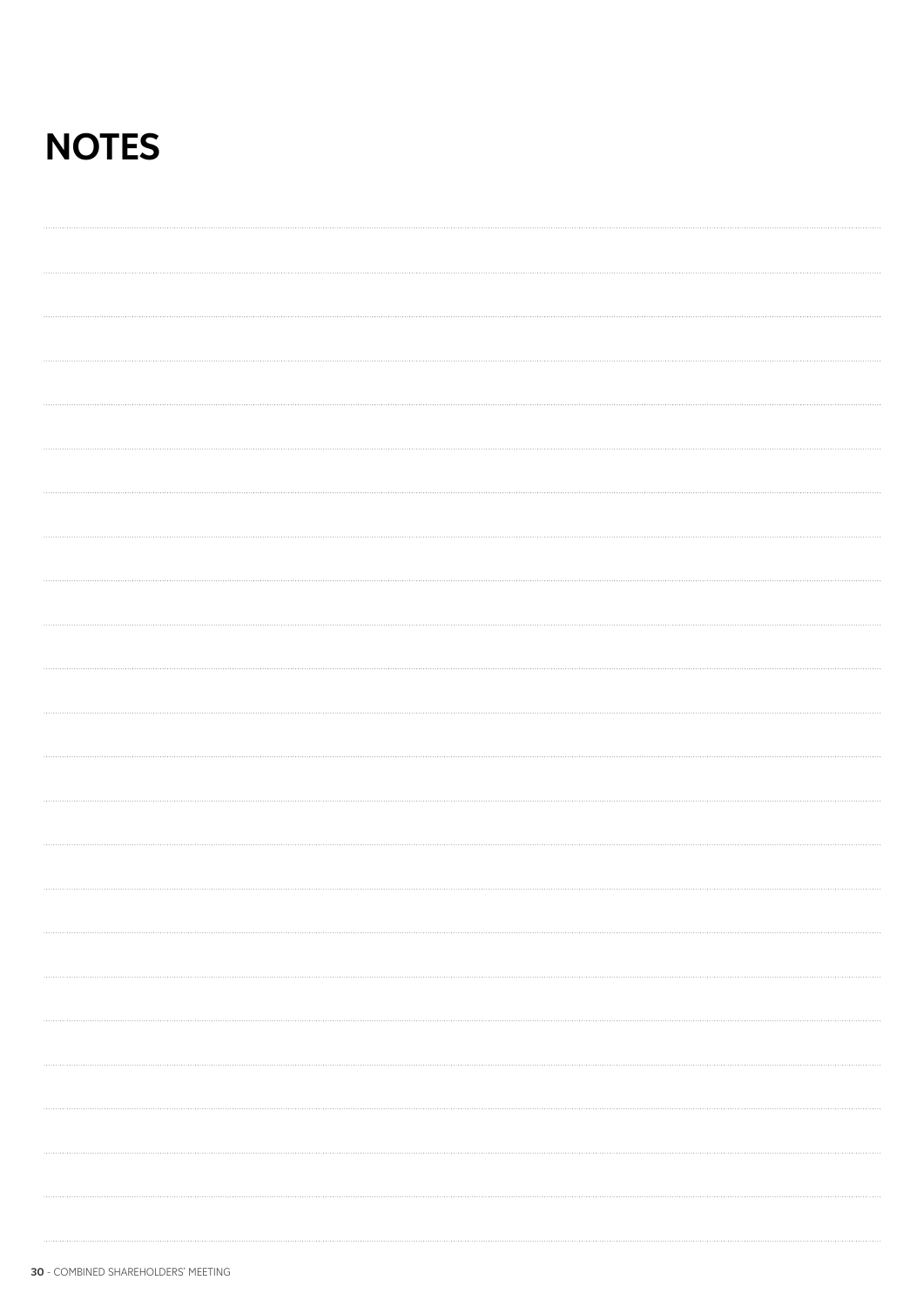# NOTES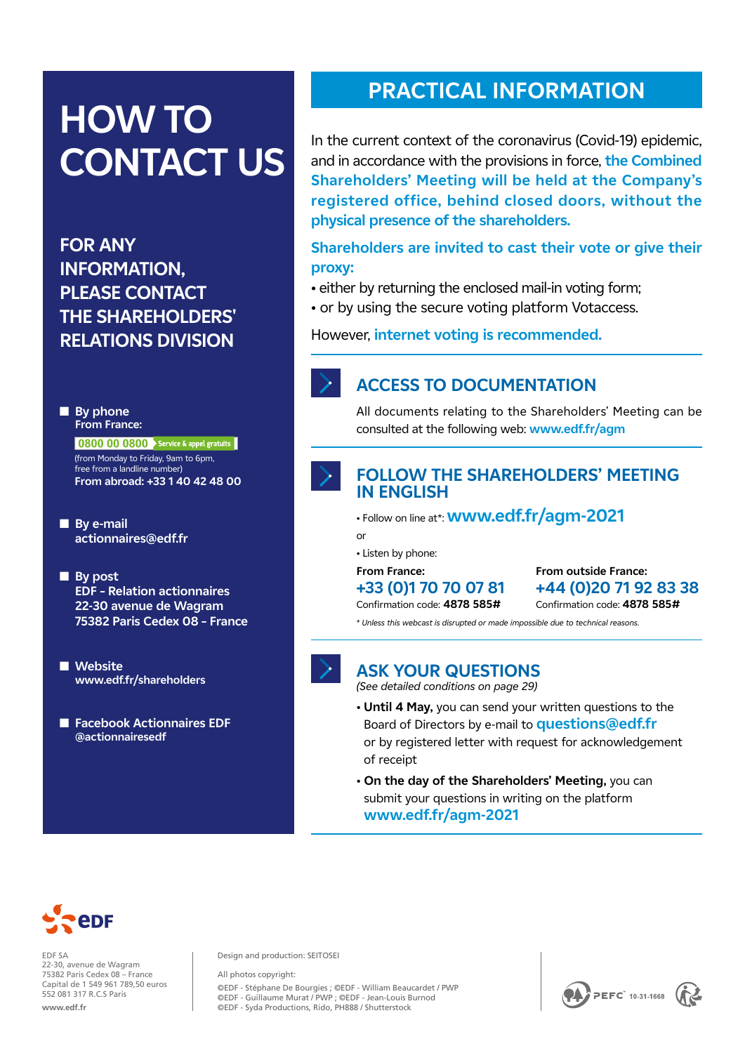# HOW TO CONTACT US

## FOR ANY INFORMATION, PLEASE CONTACT THE SHAREHOLDERS' RELATIONS DIVISION

- **By phone**
  **From France:**
  **0800 00 0800** Service & appel gratuits
  (from Monday to Friday, 9am to 6pm, free from a landline number)
  **From abroad: +33 1 40 42 48 00**

- **By e-mail**
  **actionnaires@edf.fr**

- **By post**
  **EDF - Relation actionnaires**
  **22-30 avenue de Wagram**
  **75382 Paris Cedex 08 - France**

- **Website**
  **www.edf.fr/shareholders**

- **Facebook Actionnaires EDF**
  **@actionnairesedf**

# PRACTICAL INFORMATION

In the current context of the coronavirus (Covid-19) epidemic, and in accordance with the provisions in force, **the Combined Shareholders' Meeting will be held at the Company's registered office, behind closed doors, without the physical presence of the shareholders.**

**Shareholders are invited to cast their vote or give their proxy:**

- either by returning the enclosed mail-in voting form;
- or by using the secure voting platform Votaccess.

However, **internet voting is recommended.**

## ACCESS TO DOCUMENTATION

All documents relating to the Shareholders' Meeting can be consulted at the following web: **www.edf.fr/agm**

## FOLLOW THE SHAREHOLDERS' MEETING IN ENGLISH

- Follow on line at*: **www.edf.fr/agm-2021**

or

- Listen by phone:

**From France:**
**+33 (0)1 70 70 07 81**
Confirmation code: **4878 585#**

**From outside France:**
**+44 (0)20 71 92 83 38**
Confirmation code: **4878 585#**

*\* Unless this webcast is disrupted or made impossible due to technical reasons.*

## ASK YOUR QUESTIONS

*(See detailed conditions on page 29)*

- **Until 4 May,** you can send your written questions to the Board of Directors by e-mail to **questions@edf.fr** or by registered letter with request for acknowledgement of receipt
- **On the day of the Shareholders' Meeting,** you can submit your questions in writing on the platform **www.edf.fr/agm-2021**

EDF SA
22-30, avenue de Wagram
75382 Paris Cedex 08 – France
Capital de 1 549 961 789,50 euros
552 081 317 R.C.S Paris
**www.edf.fr**

Design and production: SEITOSEI

All photos copyright:
©EDF - Stéphane De Bourgies ; ©EDF - William Beaucardet / PWP
©EDF - Guillaume Murat / PWP ; ©EDF - Jean-Louis Burnod
©EDF - Syda Productions, Rido, PH888 / Shutterstock

PEFC 10-31-1668